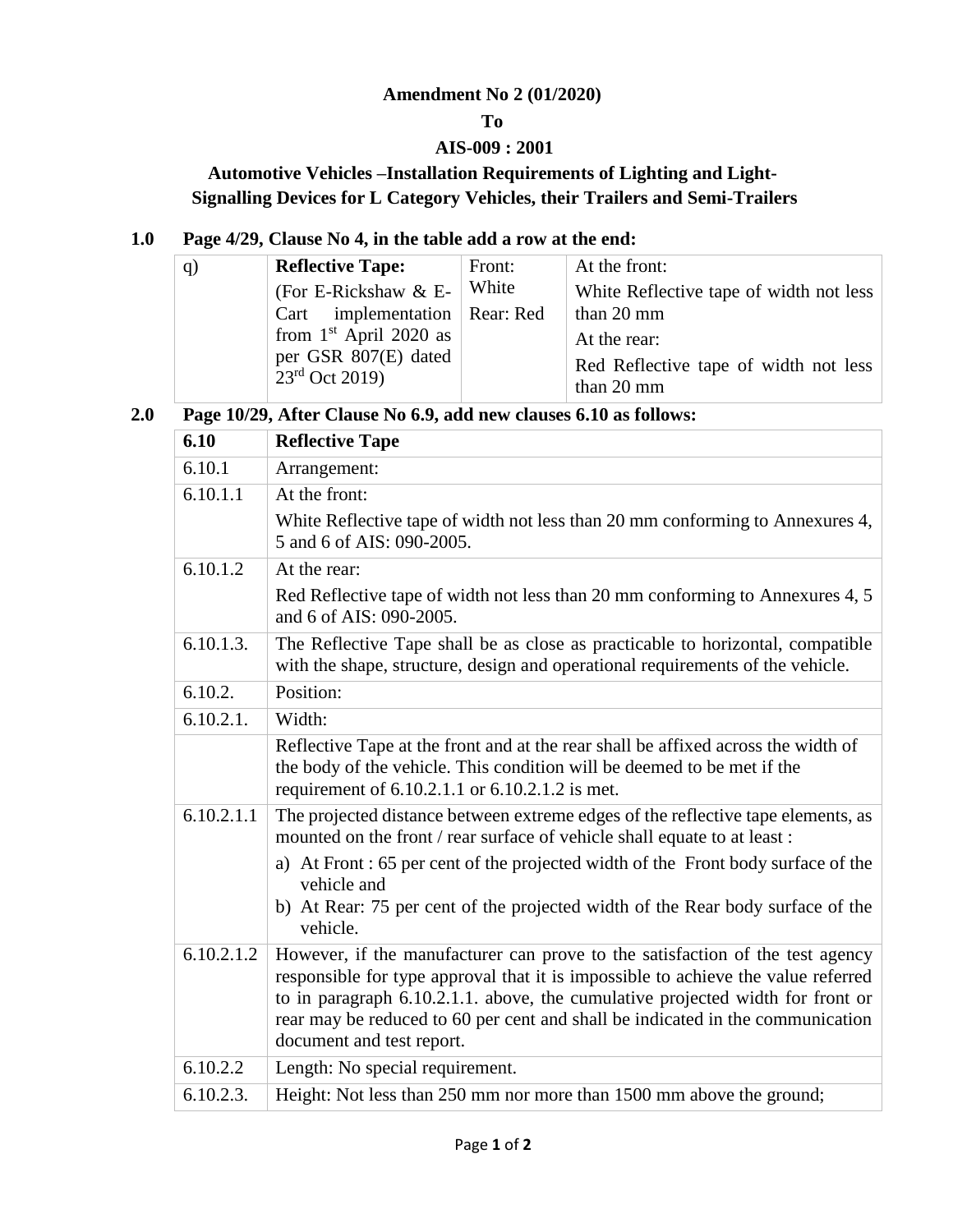**Amendment No 2 (01/2020)**

**To**

**AIS-009 : 2001**

**Automotive Vehicles –Installation Requirements of Lighting and Light-Signalling Devices for L Category Vehicles, their Trailers and Semi-Trailers**

**1.0 Page 4/29, Clause No 4, in the table add a row at the end:**

| | | | |
|---|---|---|---|
| q) | **Reflective Tape:** (For E-Rickshaw & E-Cart implementation from 1st April 2020 as per GSR 807(E) dated 23rd Oct 2019) | Front: White<br>Rear: Red | At the front:<br>White Reflective tape of width not less than 20 mm<br>At the rear:<br>Red Reflective tape of width not less than 20 mm |

**2.0 Page 10/29, After Clause No 6.9, add new clauses 6.10 as follows:**

| | |
|---|---|
| **6.10** | **Reflective Tape** |
| 6.10.1 | Arrangement: |
| 6.10.1.1 | At the front:<br>White Reflective tape of width not less than 20 mm conforming to Annexures 4, 5 and 6 of AIS: 090-2005. |
| 6.10.1.2 | At the rear:<br>Red Reflective tape of width not less than 20 mm conforming to Annexures 4, 5 and 6 of AIS: 090-2005. |
| 6.10.1.3. | The Reflective Tape shall be as close as practicable to horizontal, compatible with the shape, structure, design and operational requirements of the vehicle. |
| 6.10.2. | Position: |
| 6.10.2.1. | Width: |
| | Reflective Tape at the front and at the rear shall be affixed across the width of the body of the vehicle. This condition will be deemed to be met if the requirement of 6.10.2.1.1 or 6.10.2.1.2 is met. |
| 6.10.2.1.1 | The projected distance between extreme edges of the reflective tape elements, as mounted on the front / rear surface of vehicle shall equate to at least :<br>a) At Front : 65 per cent of the projected width of the Front body surface of the vehicle and<br>b) At Rear: 75 per cent of the projected width of the Rear body surface of the vehicle. |
| 6.10.2.1.2 | However, if the manufacturer can prove to the satisfaction of the test agency responsible for type approval that it is impossible to achieve the value referred to in paragraph 6.10.2.1.1. above, the cumulative projected width for front or rear may be reduced to 60 per cent and shall be indicated in the communication document and test report. |
| 6.10.2.2 | Length: No special requirement. |
| 6.10.2.3. | Height: Not less than 250 mm nor more than 1500 mm above the ground; |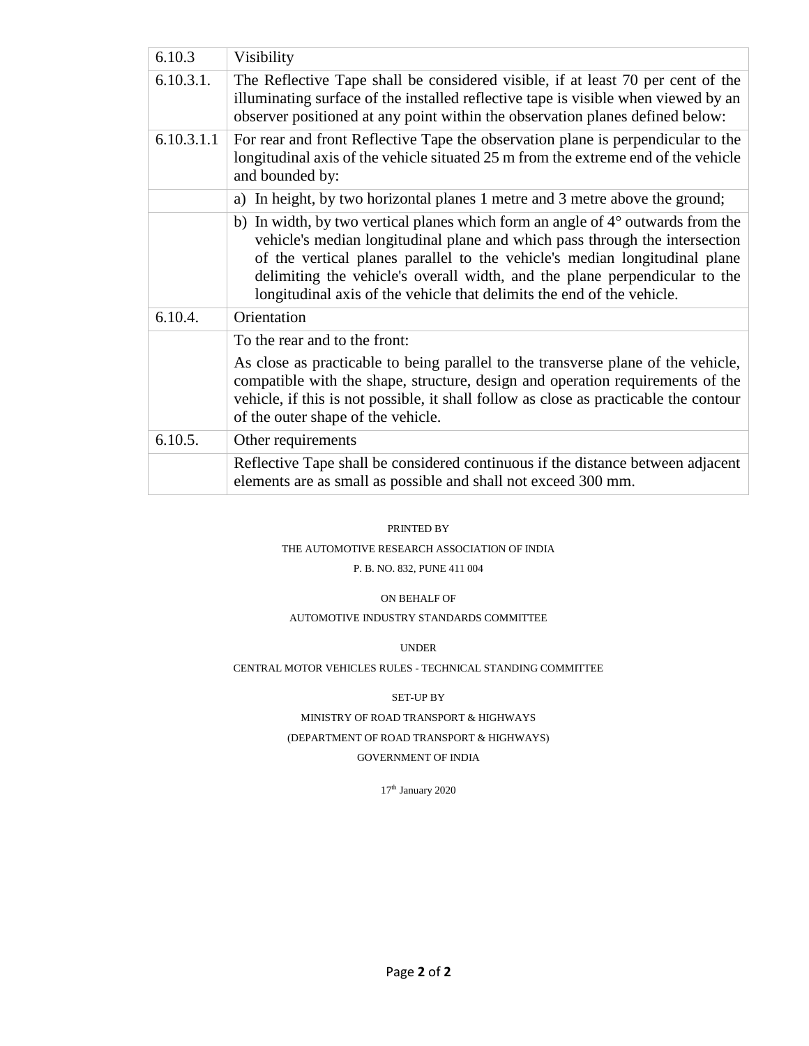| 6.10.3 | Visibility |
|---|---|
| 6.10.3.1. | The Reflective Tape shall be considered visible, if at least 70 per cent of the illuminating surface of the installed reflective tape is visible when viewed by an observer positioned at any point within the observation planes defined below: |
| 6.10.3.1.1 | For rear and front Reflective Tape the observation plane is perpendicular to the longitudinal axis of the vehicle situated 25 m from the extreme end of the vehicle and bounded by: |
| | a) In height, by two horizontal planes 1 metre and 3 metre above the ground; |
| | b) In width, by two vertical planes which form an angle of 4° outwards from the vehicle's median longitudinal plane and which pass through the intersection of the vertical planes parallel to the vehicle's median longitudinal plane delimiting the vehicle's overall width, and the plane perpendicular to the longitudinal axis of the vehicle that delimits the end of the vehicle. |
| 6.10.4. | Orientation |
| | To the rear and to the front:<br><br>As close as practicable to being parallel to the transverse plane of the vehicle, compatible with the shape, structure, design and operation requirements of the vehicle, if this is not possible, it shall follow as close as practicable the contour of the outer shape of the vehicle. |
| 6.10.5. | Other requirements |
| | Reflective Tape shall be considered continuous if the distance between adjacent elements are as small as possible and shall not exceed 300 mm. |

PRINTED BY

THE AUTOMOTIVE RESEARCH ASSOCIATION OF INDIA

P. B. NO. 832, PUNE 411 004

ON BEHALF OF

AUTOMOTIVE INDUSTRY STANDARDS COMMITTEE

UNDER

CENTRAL MOTOR VEHICLES RULES - TECHNICAL STANDING COMMITTEE

SET-UP BY

MINISTRY OF ROAD TRANSPORT & HIGHWAYS

(DEPARTMENT OF ROAD TRANSPORT & HIGHWAYS)

GOVERNMENT OF INDIA

17th January 2020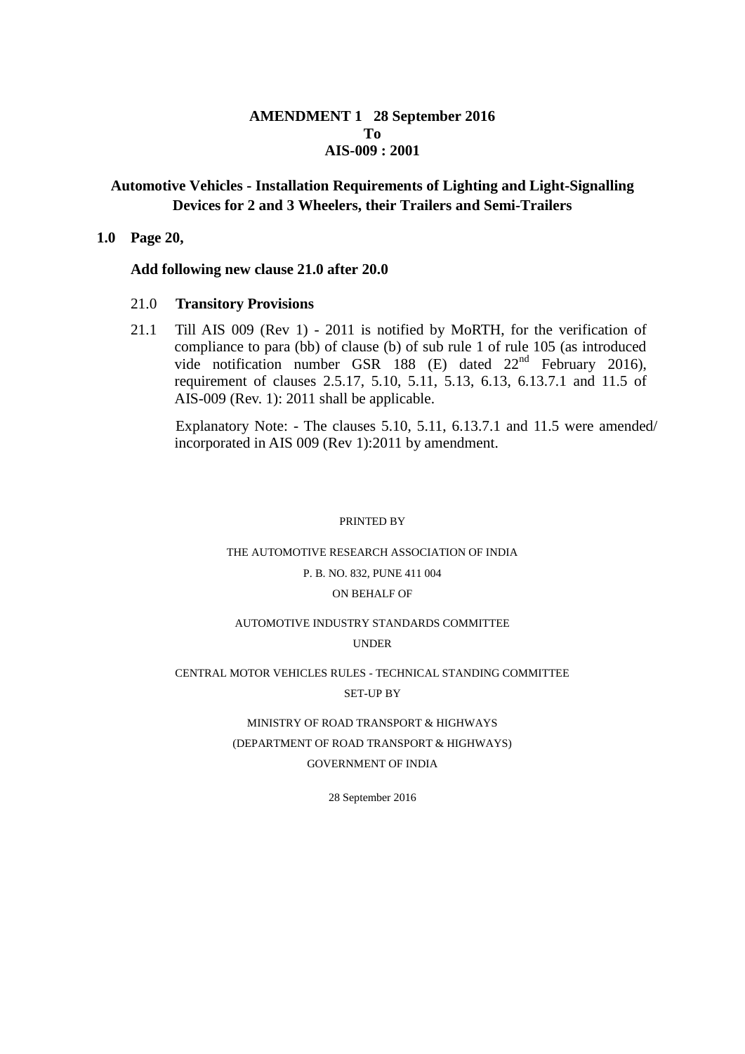**AMENDMENT 1 28 September 2016**
**To**
**AIS-009 : 2001**

## Automotive Vehicles - Installation Requirements of Lighting and Light-Signalling Devices for 2 and 3 Wheelers, their Trailers and Semi-Trailers

**1.0 Page 20,**

**Add following new clause 21.0 after 20.0**

21.0 **Transitory Provisions**

21.1 Till AIS 009 (Rev 1) - 2011 is notified by MoRTH, for the verification of compliance to para (bb) of clause (b) of sub rule 1 of rule 105 (as introduced vide notification number GSR 188 (E) dated 22nd February 2016), requirement of clauses 2.5.17, 5.10, 5.11, 5.13, 6.13, 6.13.7.1 and 11.5 of AIS-009 (Rev. 1): 2011 shall be applicable.

Explanatory Note: - The clauses 5.10, 5.11, 6.13.7.1 and 11.5 were amended/ incorporated in AIS 009 (Rev 1):2011 by amendment.

PRINTED BY

THE AUTOMOTIVE RESEARCH ASSOCIATION OF INDIA

P. B. NO. 832, PUNE 411 004

ON BEHALF OF

AUTOMOTIVE INDUSTRY STANDARDS COMMITTEE

UNDER

CENTRAL MOTOR VEHICLES RULES - TECHNICAL STANDING COMMITTEE

SET-UP BY

MINISTRY OF ROAD TRANSPORT & HIGHWAYS

(DEPARTMENT OF ROAD TRANSPORT & HIGHWAYS)

GOVERNMENT OF INDIA

28 September 2016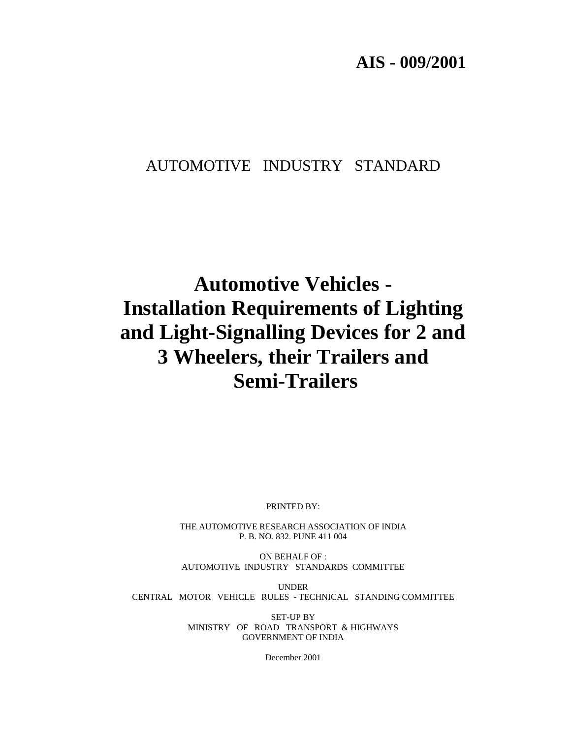**AIS - 009/2001**

AUTOMOTIVE INDUSTRY STANDARD

# Automotive Vehicles - Installation Requirements of Lighting and Light-Signalling Devices for 2 and 3 Wheelers, their Trailers and Semi-Trailers

PRINTED BY:

THE AUTOMOTIVE RESEARCH ASSOCIATION OF INDIA
P. B. NO. 832. PUNE 411 004

ON BEHALF OF :
AUTOMOTIVE INDUSTRY STANDARDS COMMITTEE

UNDER
CENTRAL MOTOR VEHICLE RULES - TECHNICAL STANDING COMMITTEE

SET-UP BY
MINISTRY OF ROAD TRANSPORT & HIGHWAYS
GOVERNMENT OF INDIA

December 2001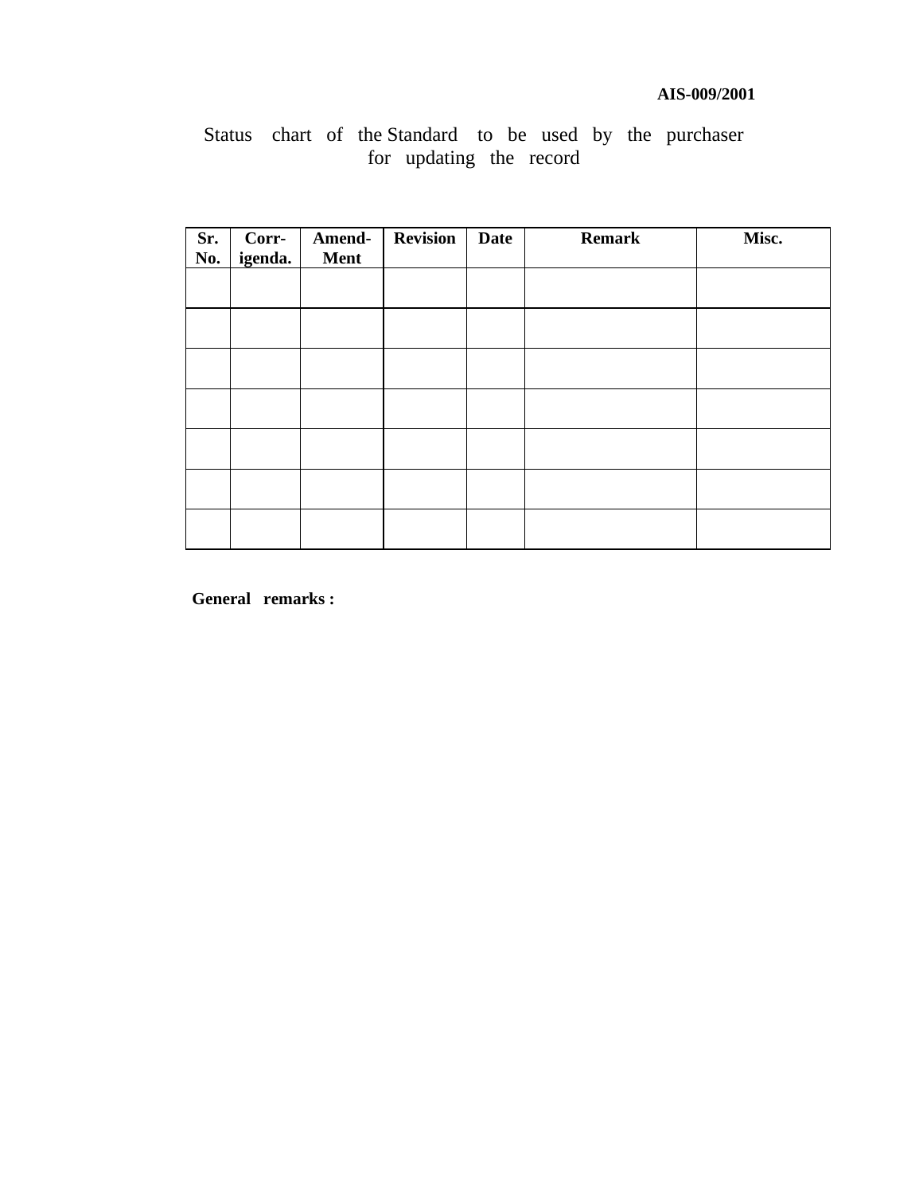Status chart of the Standard to be used by the purchaser for updating the record

| Sr. No. | Corr-igenda. | Amend-Ment | Revision | Date | Remark | Misc. |
|---|---|---|---|---|---|---|
| | | | | | | |
| | | | | | | |
| | | | | | | |
| | | | | | | |
| | | | | | | |
| | | | | | | |
| | | | | | | |

**General remarks :**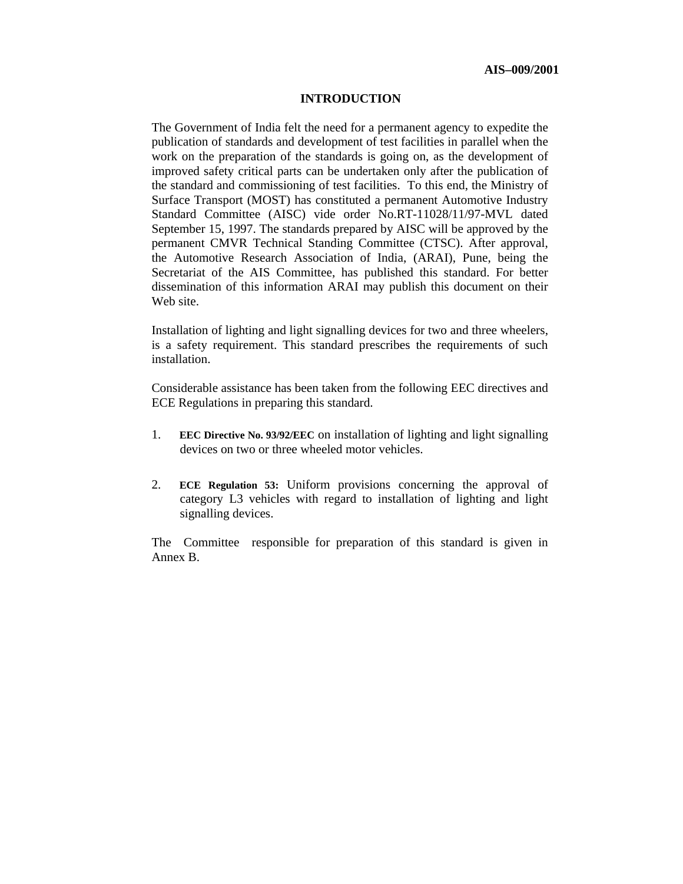# INTRODUCTION

The Government of India felt the need for a permanent agency to expedite the publication of standards and development of test facilities in parallel when the work on the preparation of the standards is going on, as the development of improved safety critical parts can be undertaken only after the publication of the standard and commissioning of test facilities. To this end, the Ministry of Surface Transport (MOST) has constituted a permanent Automotive Industry Standard Committee (AISC) vide order No.RT-11028/11/97-MVL dated September 15, 1997. The standards prepared by AISC will be approved by the permanent CMVR Technical Standing Committee (CTSC). After approval, the Automotive Research Association of India, (ARAI), Pune, being the Secretariat of the AIS Committee, has published this standard. For better dissemination of this information ARAI may publish this document on their Web site.

Installation of lighting and light signalling devices for two and three wheelers, is a safety requirement. This standard prescribes the requirements of such installation.

Considerable assistance has been taken from the following EEC directives and ECE Regulations in preparing this standard.

1. **EEC Directive No. 93/92/EEC** on installation of lighting and light signalling devices on two or three wheeled motor vehicles.

2. **ECE Regulation 53:** Uniform provisions concerning the approval of category L3 vehicles with regard to installation of lighting and light signalling devices.

The Committee responsible for preparation of this standard is given in Annex B.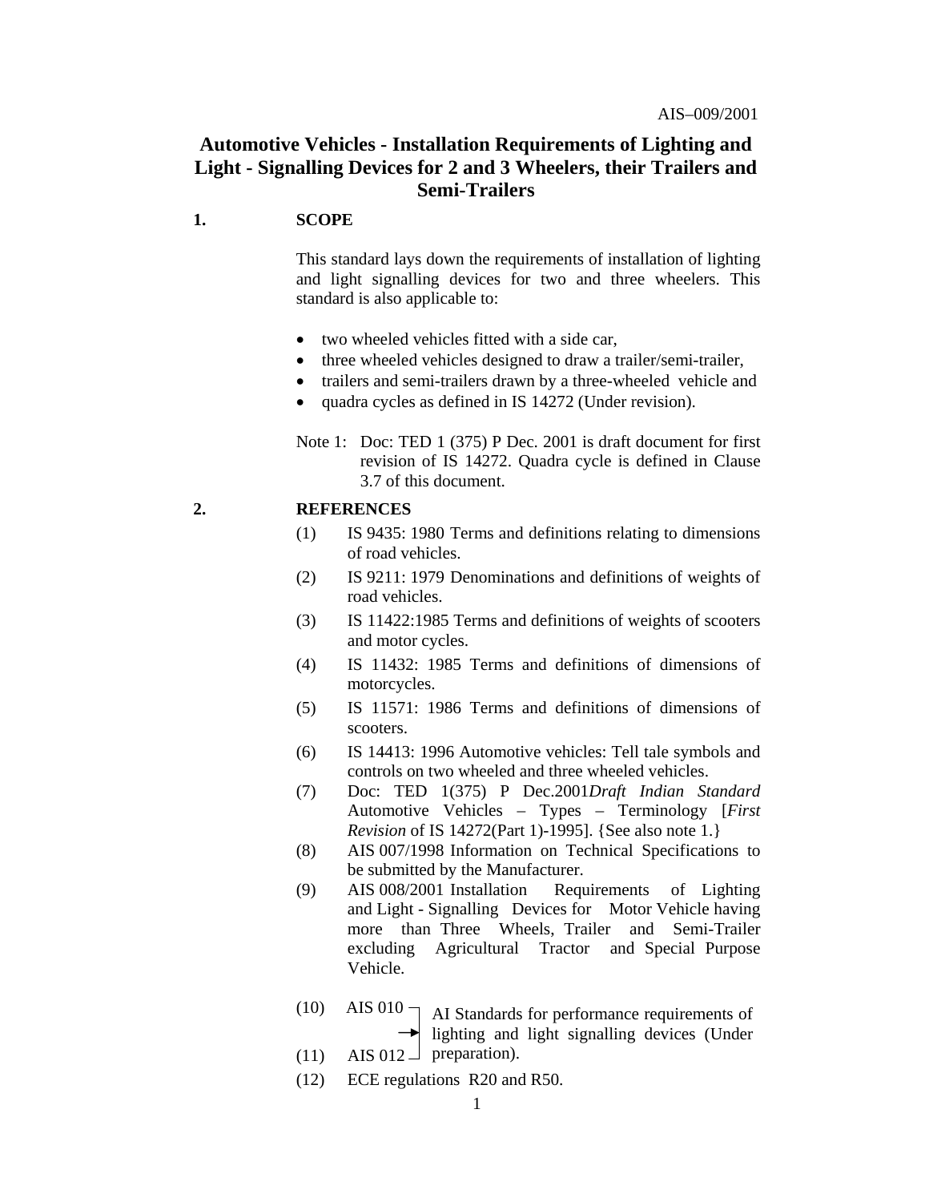# Automotive Vehicles - Installation Requirements of Lighting and Light - Signalling Devices for 2 and 3 Wheelers, their Trailers and Semi-Trailers

## 1. SCOPE

This standard lays down the requirements of installation of lighting and light signalling devices for two and three wheelers. This standard is also applicable to:

- two wheeled vehicles fitted with a side car,
- three wheeled vehicles designed to draw a trailer/semi-trailer,
- trailers and semi-trailers drawn by a three-wheeled vehicle and
- quadra cycles as defined in IS 14272 (Under revision).

Note 1: Doc: TED 1 (375) P Dec. 2001 is draft document for first revision of IS 14272. Quadra cycle is defined in Clause 3.7 of this document.

## 2. REFERENCES

(1) IS 9435: 1980 Terms and definitions relating to dimensions of road vehicles.

(2) IS 9211: 1979 Denominations and definitions of weights of road vehicles.

(3) IS 11422:1985 Terms and definitions of weights of scooters and motor cycles.

(4) IS 11432: 1985 Terms and definitions of dimensions of motorcycles.

(5) IS 11571: 1986 Terms and definitions of dimensions of scooters.

(6) IS 14413: 1996 Automotive vehicles: Tell tale symbols and controls on two wheeled and three wheeled vehicles.

(7) Doc: TED 1(375) P Dec.2001 *Draft Indian Standard* Automotive Vehicles – Types – Terminology [*First Revision* of IS 14272(Part 1)-1995]. {See also note 1.}

(8) AIS 007/1998 Information on Technical Specifications to be submitted by the Manufacturer.

(9) AIS 008/2001 Installation Requirements of Lighting and Light - Signalling Devices for Motor Vehicle having more than Three Wheels, Trailer and Semi-Trailer excluding Agricultural Tractor and Special Purpose Vehicle.

(10) AIS 010 ⎤
(11) AIS 012 ⎦ → AI Standards for performance requirements of lighting and light signalling devices (Under preparation).

(12) ECE regulations R20 and R50.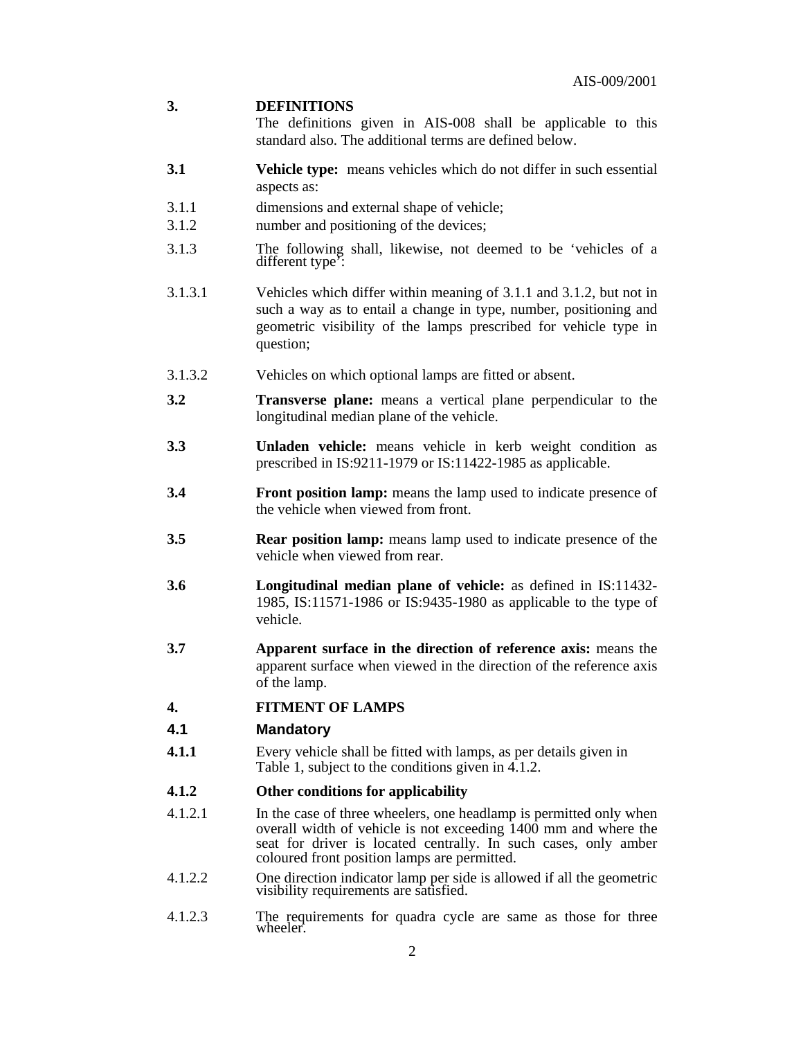**3. DEFINITIONS**

The definitions given in AIS-008 shall be applicable to this standard also. The additional terms are defined below.

**3.1** **Vehicle type:** means vehicles which do not differ in such essential aspects as:

3.1.1 dimensions and external shape of vehicle;

3.1.2 number and positioning of the devices;

3.1.3 The following shall, likewise, not deemed to be 'vehicles of a different type':

3.1.3.1 Vehicles which differ within meaning of 3.1.1 and 3.1.2, but not in such a way as to entail a change in type, number, positioning and geometric visibility of the lamps prescribed for vehicle type in question;

3.1.3.2 Vehicles on which optional lamps are fitted or absent.

**3.2** **Transverse plane:** means a vertical plane perpendicular to the longitudinal median plane of the vehicle.

**3.3** **Unladen vehicle:** means vehicle in kerb weight condition as prescribed in IS:9211-1979 or IS:11422-1985 as applicable.

**3.4** **Front position lamp:** means the lamp used to indicate presence of the vehicle when viewed from front.

**3.5** **Rear position lamp:** means lamp used to indicate presence of the vehicle when viewed from rear.

**3.6** **Longitudinal median plane of vehicle:** as defined in IS:11432-1985, IS:11571-1986 or IS:9435-1980 as applicable to the type of vehicle.

**3.7** **Apparent surface in the direction of reference axis:** means the apparent surface when viewed in the direction of the reference axis of the lamp.

**4. FITMENT OF LAMPS**

**4.1 Mandatory**

**4.1.1** Every vehicle shall be fitted with lamps, as per details given in Table 1, subject to the conditions given in 4.1.2.

**4.1.2 Other conditions for applicability**

4.1.2.1 In the case of three wheelers, one headlamp is permitted only when overall width of vehicle is not exceeding 1400 mm and where the seat for driver is located centrally. In such cases, only amber coloured front position lamps are permitted.

4.1.2.2 One direction indicator lamp per side is allowed if all the geometric visibility requirements are satisfied.

4.1.2.3 The requirements for quadra cycle are same as those for three wheeler.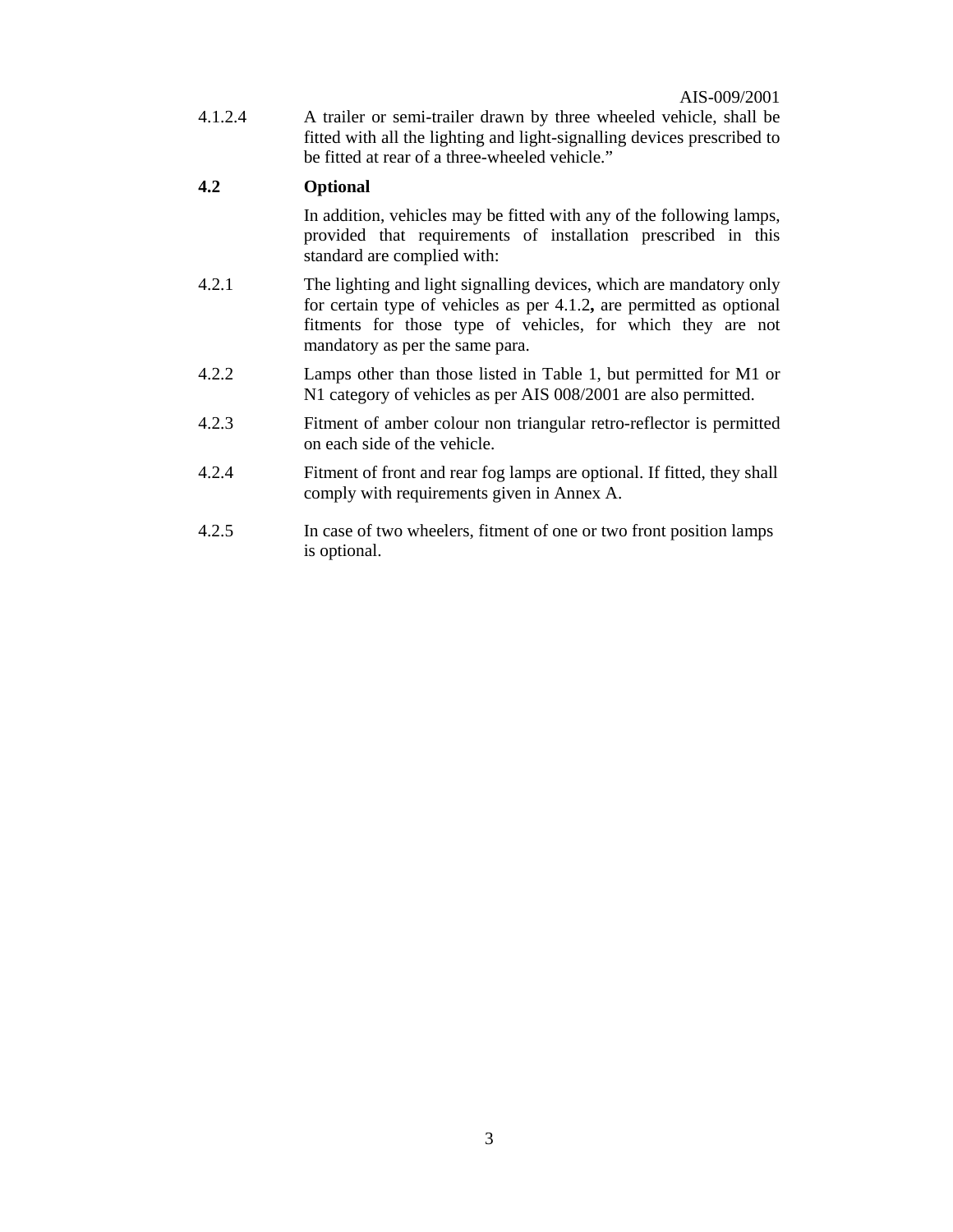4.1.2.4 A trailer or semi-trailer drawn by three wheeled vehicle, shall be fitted with all the lighting and light-signalling devices prescribed to be fitted at rear of a three-wheeled vehicle."

**4.2 Optional**

In addition, vehicles may be fitted with any of the following lamps, provided that requirements of installation prescribed in this standard are complied with:

4.2.1 The lighting and light signalling devices, which are mandatory only for certain type of vehicles as per 4.1.2**,** are permitted as optional fitments for those type of vehicles, for which they are not mandatory as per the same para.

4.2.2 Lamps other than those listed in Table 1, but permitted for M1 or N1 category of vehicles as per AIS 008/2001 are also permitted.

4.2.3 Fitment of amber colour non triangular retro-reflector is permitted on each side of the vehicle.

4.2.4 Fitment of front and rear fog lamps are optional. If fitted, they shall comply with requirements given in Annex A.

4.2.5 In case of two wheelers, fitment of one or two front position lamps is optional.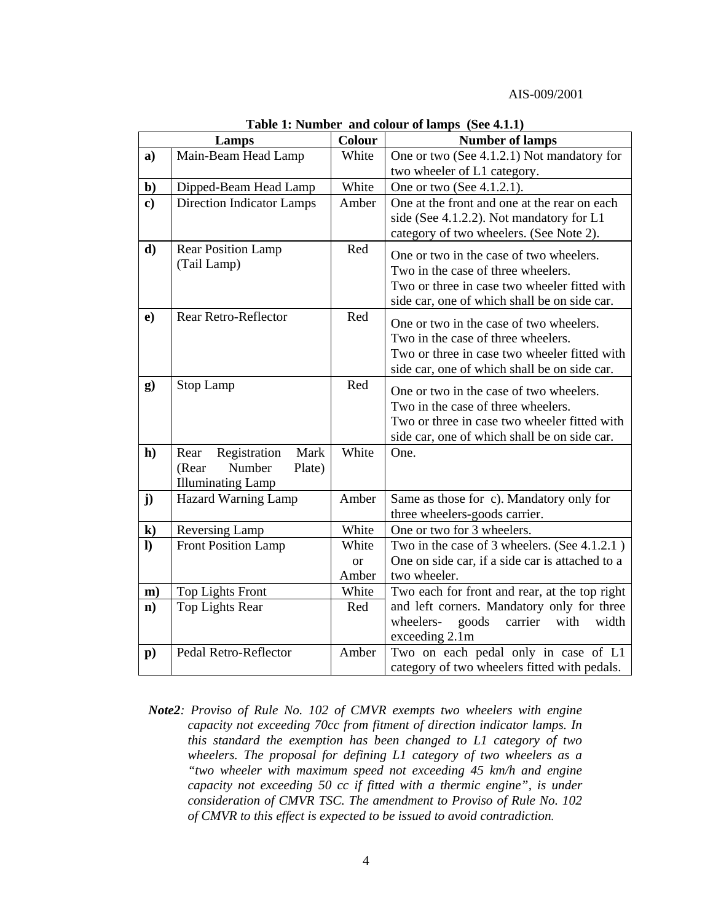**Table 1: Number and colour of lamps (See 4.1.1)**

| Lamps | | Colour | Number of lamps |
|---|---|---|---|
| **a)** | Main-Beam Head Lamp | White | One or two (See 4.1.2.1) Not mandatory for two wheeler of L1 category. |
| **b)** | Dipped-Beam Head Lamp | White | One or two (See 4.1.2.1). |
| **c)** | Direction Indicator Lamps | Amber | One at the front and one at the rear on each side (See 4.1.2.2). Not mandatory for L1 category of two wheelers. (See Note 2). |
| **d)** | Rear Position Lamp (Tail Lamp) | Red | One or two in the case of two wheelers. Two in the case of three wheelers. Two or three in case two wheeler fitted with side car, one of which shall be on side car. |
| **e)** | Rear Retro-Reflector | Red | One or two in the case of two wheelers. Two in the case of three wheelers. Two or three in case two wheeler fitted with side car, one of which shall be on side car. |
| **g)** | Stop Lamp | Red | One or two in the case of two wheelers. Two in the case of three wheelers. Two or three in case two wheeler fitted with side car, one of which shall be on side car. |
| **h)** | Rear Registration Mark (Rear Number Plate) Illuminating Lamp | White | One. |
| **j)** | Hazard Warning Lamp | Amber | Same as those for c). Mandatory only for three wheelers-goods carrier. |
| **k)** | Reversing Lamp | White | One or two for 3 wheelers. |
| **l)** | Front Position Lamp | White or Amber | Two in the case of 3 wheelers. (See 4.1.2.1 ) One on side car, if a side car is attached to a two wheeler. |
| **m)** | Top Lights Front | White | Two each for front and rear, at the top right and left corners. Mandatory only for three wheelers- goods carrier with width exceeding 2.1m |
| **n)** | Top Lights Rear | Red | |
| **p)** | Pedal Retro-Reflector | Amber | Two on each pedal only in case of L1 category of two wheelers fitted with pedals. |

***Note2****: Proviso of Rule No. 102 of CMVR exempts two wheelers with engine capacity not exceeding 70cc from fitment of direction indicator lamps. In this standard the exemption has been changed to L1 category of two wheelers. The proposal for defining L1 category of two wheelers as a "two wheeler with maximum speed not exceeding 45 km/h and engine capacity not exceeding 50 cc if fitted with a thermic engine", is under consideration of CMVR TSC. The amendment to Proviso of Rule No. 102 of CMVR to this effect is expected to be issued to avoid contradiction.*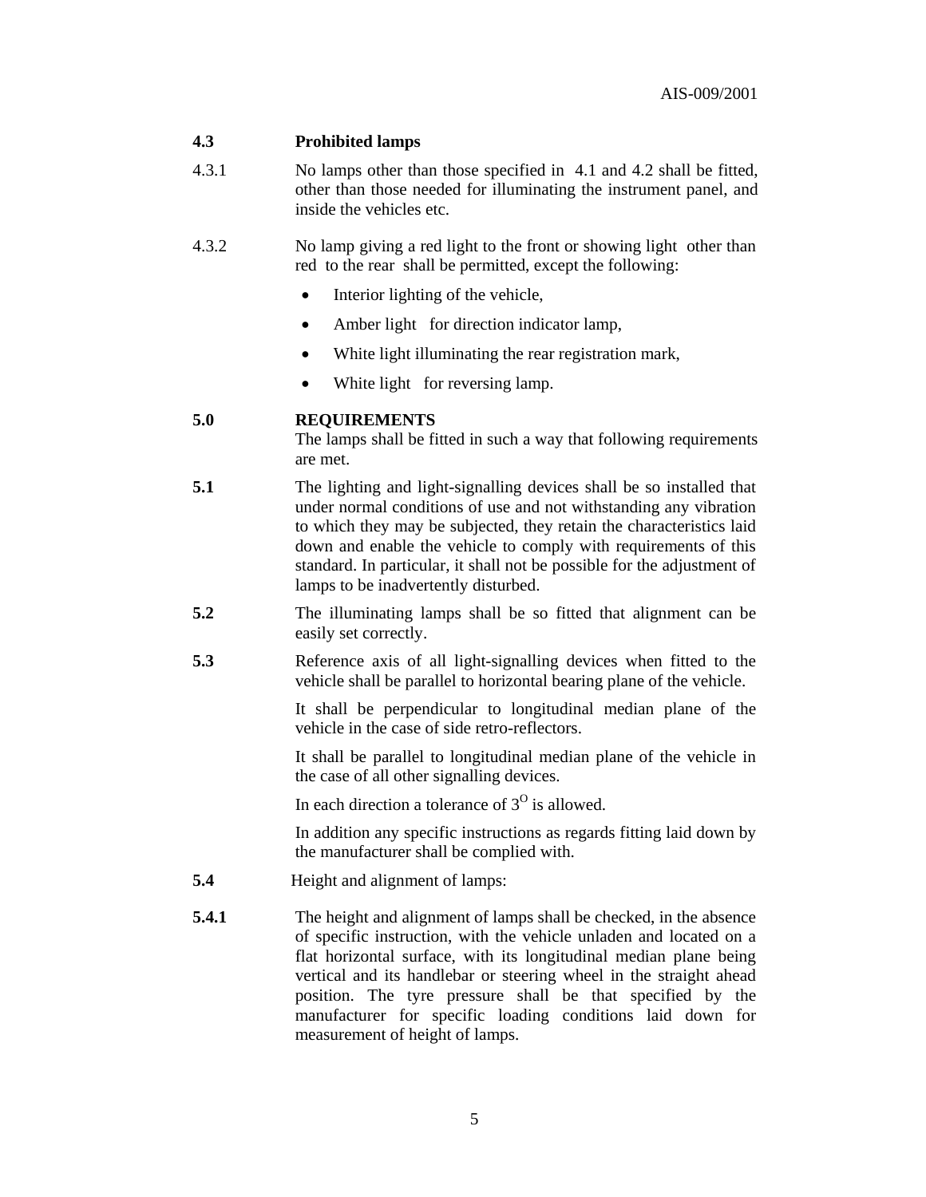**4.3 Prohibited lamps**

4.3.1 No lamps other than those specified in 4.1 and 4.2 shall be fitted, other than those needed for illuminating the instrument panel, and inside the vehicles etc.

4.3.2 No lamp giving a red light to the front or showing light other than red to the rear shall be permitted, except the following:

- Interior lighting of the vehicle,
- Amber light for direction indicator lamp,
- White light illuminating the rear registration mark,
- White light for reversing lamp.

**5.0 REQUIREMENTS**

The lamps shall be fitted in such a way that following requirements are met.

**5.1** The lighting and light-signalling devices shall be so installed that under normal conditions of use and not withstanding any vibration to which they may be subjected, they retain the characteristics laid down and enable the vehicle to comply with requirements of this standard. In particular, it shall not be possible for the adjustment of lamps to be inadvertently disturbed.

**5.2** The illuminating lamps shall be so fitted that alignment can be easily set correctly.

**5.3** Reference axis of all light-signalling devices when fitted to the vehicle shall be parallel to horizontal bearing plane of the vehicle.

It shall be perpendicular to longitudinal median plane of the vehicle in the case of side retro-reflectors.

It shall be parallel to longitudinal median plane of the vehicle in the case of all other signalling devices.

In each direction a tolerance of $3^{O}$ is allowed.

In addition any specific instructions as regards fitting laid down by the manufacturer shall be complied with.

**5.4** Height and alignment of lamps:

**5.4.1** The height and alignment of lamps shall be checked, in the absence of specific instruction, with the vehicle unladen and located on a flat horizontal surface, with its longitudinal median plane being vertical and its handlebar or steering wheel in the straight ahead position. The tyre pressure shall be that specified by the manufacturer for specific loading conditions laid down for measurement of height of lamps.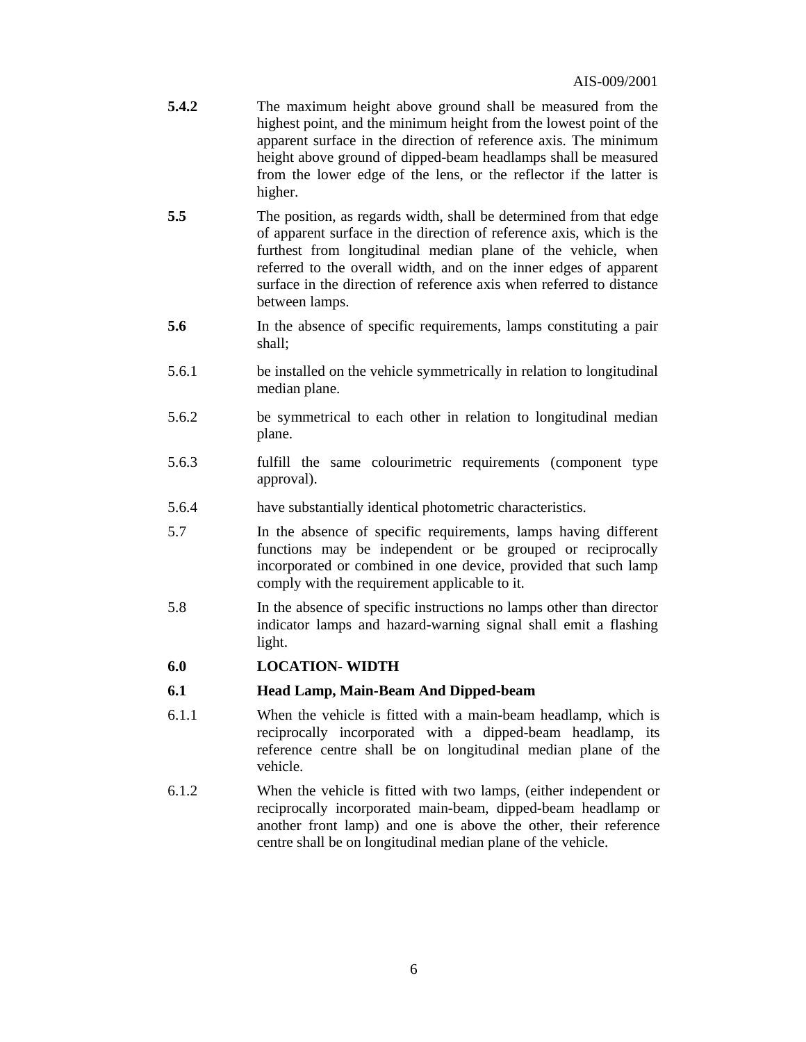**5.4.2** The maximum height above ground shall be measured from the highest point, and the minimum height from the lowest point of the apparent surface in the direction of reference axis. The minimum height above ground of dipped-beam headlamps shall be measured from the lower edge of the lens, or the reflector if the latter is higher.

**5.5** The position, as regards width, shall be determined from that edge of apparent surface in the direction of reference axis, which is the furthest from longitudinal median plane of the vehicle, when referred to the overall width, and on the inner edges of apparent surface in the direction of reference axis when referred to distance between lamps.

**5.6** In the absence of specific requirements, lamps constituting a pair shall;

5.6.1 be installed on the vehicle symmetrically in relation to longitudinal median plane.

5.6.2 be symmetrical to each other in relation to longitudinal median plane.

5.6.3 fulfill the same colourimetric requirements (component type approval).

5.6.4 have substantially identical photometric characteristics.

5.7 In the absence of specific requirements, lamps having different functions may be independent or be grouped or reciprocally incorporated or combined in one device, provided that such lamp comply with the requirement applicable to it.

5.8 In the absence of specific instructions no lamps other than director indicator lamps and hazard-warning signal shall emit a flashing light.

## 6.0 LOCATION- WIDTH

### 6.1 Head Lamp, Main-Beam And Dipped-beam

6.1.1 When the vehicle is fitted with a main-beam headlamp, which is reciprocally incorporated with a dipped-beam headlamp, its reference centre shall be on longitudinal median plane of the vehicle.

6.1.2 When the vehicle is fitted with two lamps, (either independent or reciprocally incorporated main-beam, dipped-beam headlamp or another front lamp) and one is above the other, their reference centre shall be on longitudinal median plane of the vehicle.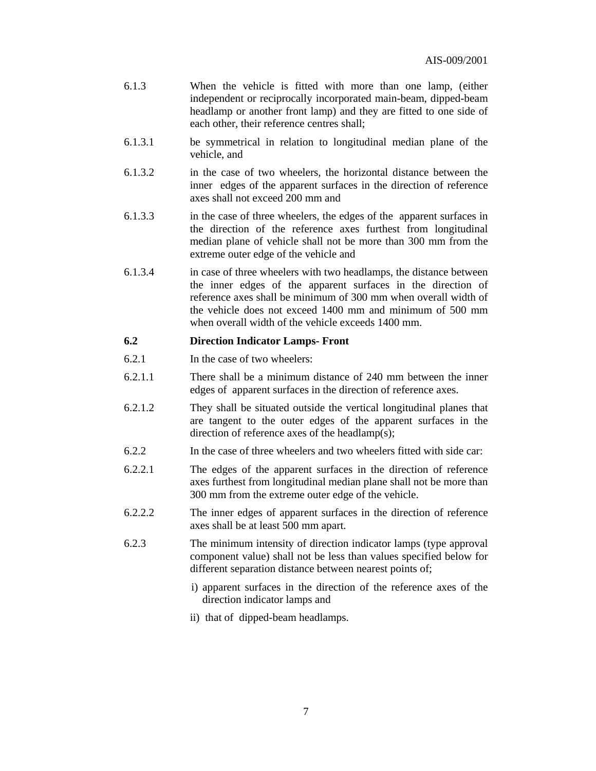6.1.3 When the vehicle is fitted with more than one lamp, (either independent or reciprocally incorporated main-beam, dipped-beam headlamp or another front lamp) and they are fitted to one side of each other, their reference centres shall;

6.1.3.1 be symmetrical in relation to longitudinal median plane of the vehicle, and

6.1.3.2 in the case of two wheelers, the horizontal distance between the inner edges of the apparent surfaces in the direction of reference axes shall not exceed 200 mm and

6.1.3.3 in the case of three wheelers, the edges of the apparent surfaces in the direction of the reference axes furthest from longitudinal median plane of vehicle shall not be more than 300 mm from the extreme outer edge of the vehicle and

6.1.3.4 in case of three wheelers with two headlamps, the distance between the inner edges of the apparent surfaces in the direction of reference axes shall be minimum of 300 mm when overall width of the vehicle does not exceed 1400 mm and minimum of 500 mm when overall width of the vehicle exceeds 1400 mm.

**6.2 Direction Indicator Lamps- Front**

6.2.1 In the case of two wheelers:

6.2.1.1 There shall be a minimum distance of 240 mm between the inner edges of apparent surfaces in the direction of reference axes.

6.2.1.2 They shall be situated outside the vertical longitudinal planes that are tangent to the outer edges of the apparent surfaces in the direction of reference axes of the headlamp(s);

6.2.2 In the case of three wheelers and two wheelers fitted with side car:

6.2.2.1 The edges of the apparent surfaces in the direction of reference axes furthest from longitudinal median plane shall not be more than 300 mm from the extreme outer edge of the vehicle.

6.2.2.2 The inner edges of apparent surfaces in the direction of reference axes shall be at least 500 mm apart.

6.2.3 The minimum intensity of direction indicator lamps (type approval component value) shall not be less than values specified below for different separation distance between nearest points of;

i) apparent surfaces in the direction of the reference axes of the direction indicator lamps and

ii) that of dipped-beam headlamps.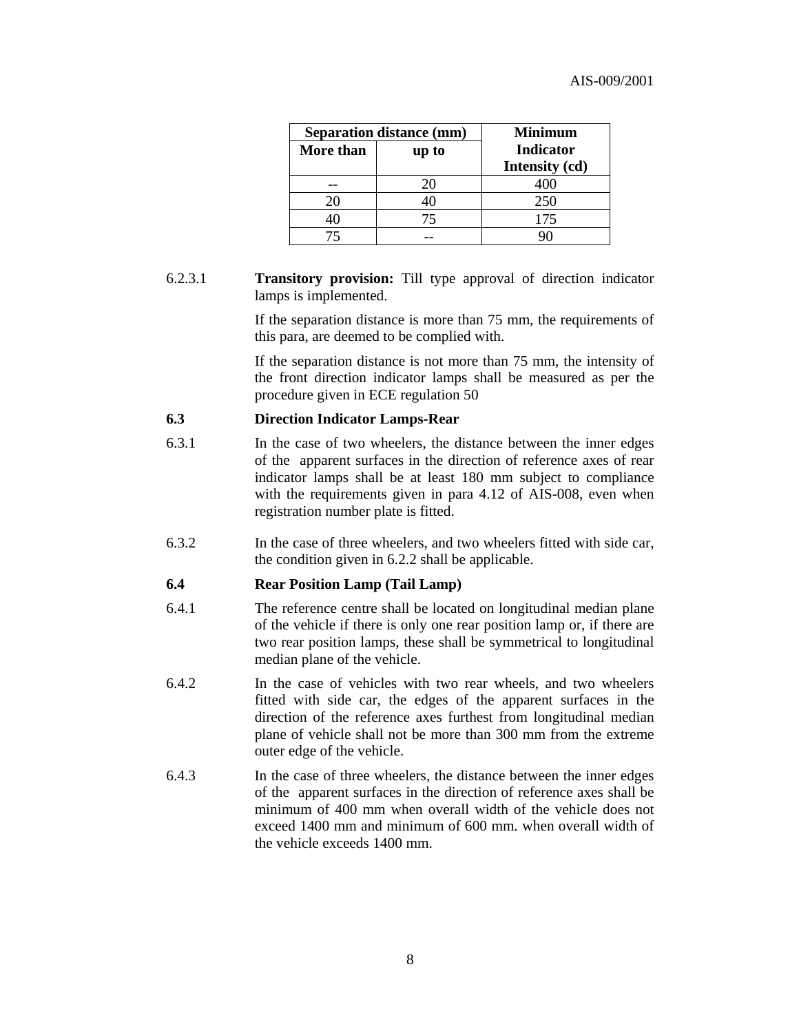| Separation distance (mm) | | Minimum Indicator Intensity (cd) |
|---|---|---|
| More than | up to | |
| -- | 20 | 400 |
| 20 | 40 | 250 |
| 40 | 75 | 175 |
| 75 | -- | 90 |

6.2.3.1 **Transitory provision:** Till type approval of direction indicator lamps is implemented.

If the separation distance is more than 75 mm, the requirements of this para, are deemed to be complied with.

If the separation distance is not more than 75 mm, the intensity of the front direction indicator lamps shall be measured as per the procedure given in ECE regulation 50

### 6.3 Direction Indicator Lamps-Rear

6.3.1 In the case of two wheelers, the distance between the inner edges of the apparent surfaces in the direction of reference axes of rear indicator lamps shall be at least 180 mm subject to compliance with the requirements given in para 4.12 of AIS-008, even when registration number plate is fitted.

6.3.2 In the case of three wheelers, and two wheelers fitted with side car, the condition given in 6.2.2 shall be applicable.

### 6.4 Rear Position Lamp (Tail Lamp)

6.4.1 The reference centre shall be located on longitudinal median plane of the vehicle if there is only one rear position lamp or, if there are two rear position lamps, these shall be symmetrical to longitudinal median plane of the vehicle.

6.4.2 In the case of vehicles with two rear wheels, and two wheelers fitted with side car, the edges of the apparent surfaces in the direction of the reference axes furthest from longitudinal median plane of vehicle shall not be more than 300 mm from the extreme outer edge of the vehicle.

6.4.3 In the case of three wheelers, the distance between the inner edges of the apparent surfaces in the direction of reference axes shall be minimum of 400 mm when overall width of the vehicle does not exceed 1400 mm and minimum of 600 mm. when overall width of the vehicle exceeds 1400 mm.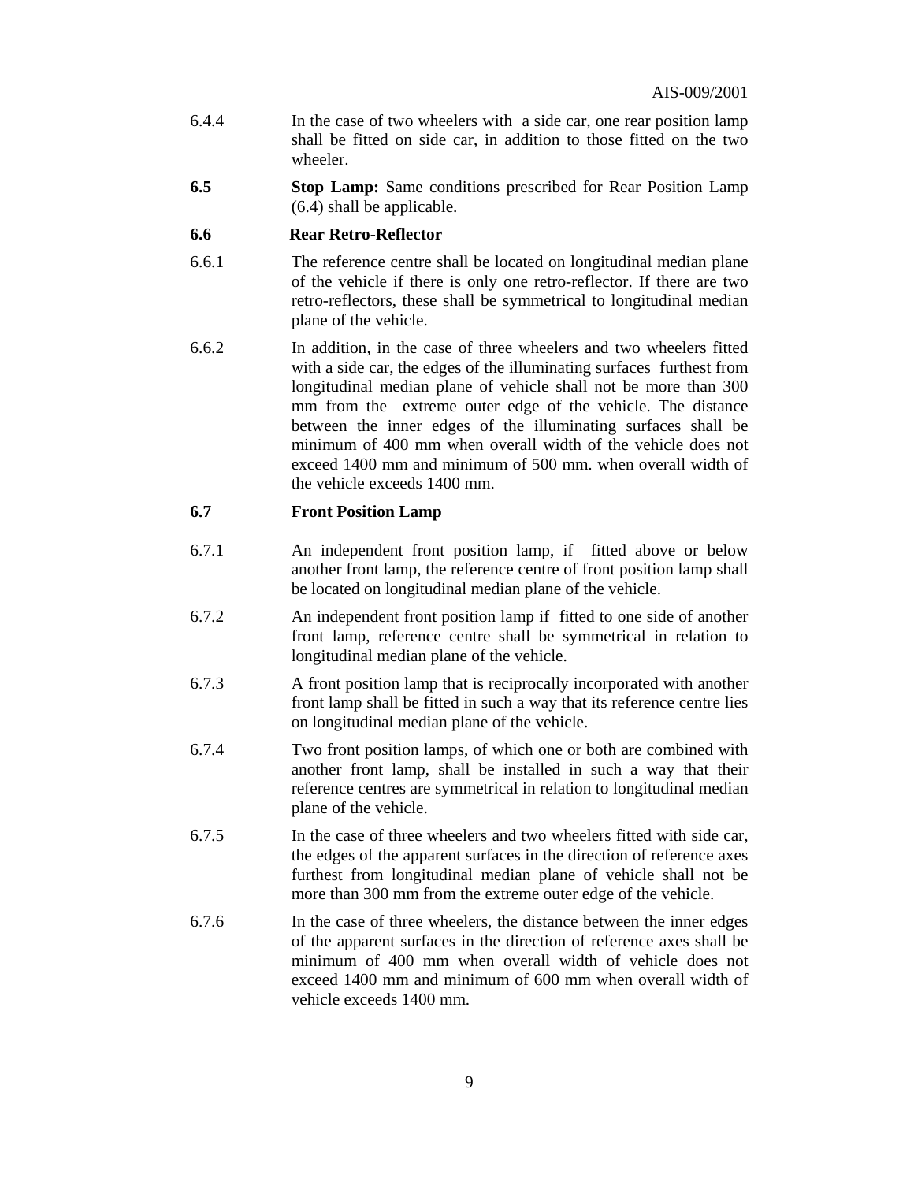6.4.4 In the case of two wheelers with a side car, one rear position lamp shall be fitted on side car, in addition to those fitted on the two wheeler.

**6.5** **Stop Lamp:** Same conditions prescribed for Rear Position Lamp (6.4) shall be applicable.

**6.6 Rear Retro-Reflector**

6.6.1 The reference centre shall be located on longitudinal median plane of the vehicle if there is only one retro-reflector. If there are two retro-reflectors, these shall be symmetrical to longitudinal median plane of the vehicle.

6.6.2 In addition, in the case of three wheelers and two wheelers fitted with a side car, the edges of the illuminating surfaces furthest from longitudinal median plane of vehicle shall not be more than 300 mm from the extreme outer edge of the vehicle. The distance between the inner edges of the illuminating surfaces shall be minimum of 400 mm when overall width of the vehicle does not exceed 1400 mm and minimum of 500 mm. when overall width of the vehicle exceeds 1400 mm.

**6.7 Front Position Lamp**

6.7.1 An independent front position lamp, if fitted above or below another front lamp, the reference centre of front position lamp shall be located on longitudinal median plane of the vehicle.

6.7.2 An independent front position lamp if fitted to one side of another front lamp, reference centre shall be symmetrical in relation to longitudinal median plane of the vehicle.

6.7.3 A front position lamp that is reciprocally incorporated with another front lamp shall be fitted in such a way that its reference centre lies on longitudinal median plane of the vehicle.

6.7.4 Two front position lamps, of which one or both are combined with another front lamp, shall be installed in such a way that their reference centres are symmetrical in relation to longitudinal median plane of the vehicle.

6.7.5 In the case of three wheelers and two wheelers fitted with side car, the edges of the apparent surfaces in the direction of reference axes furthest from longitudinal median plane of vehicle shall not be more than 300 mm from the extreme outer edge of the vehicle.

6.7.6 In the case of three wheelers, the distance between the inner edges of the apparent surfaces in the direction of reference axes shall be minimum of 400 mm when overall width of vehicle does not exceed 1400 mm and minimum of 600 mm when overall width of vehicle exceeds 1400 mm.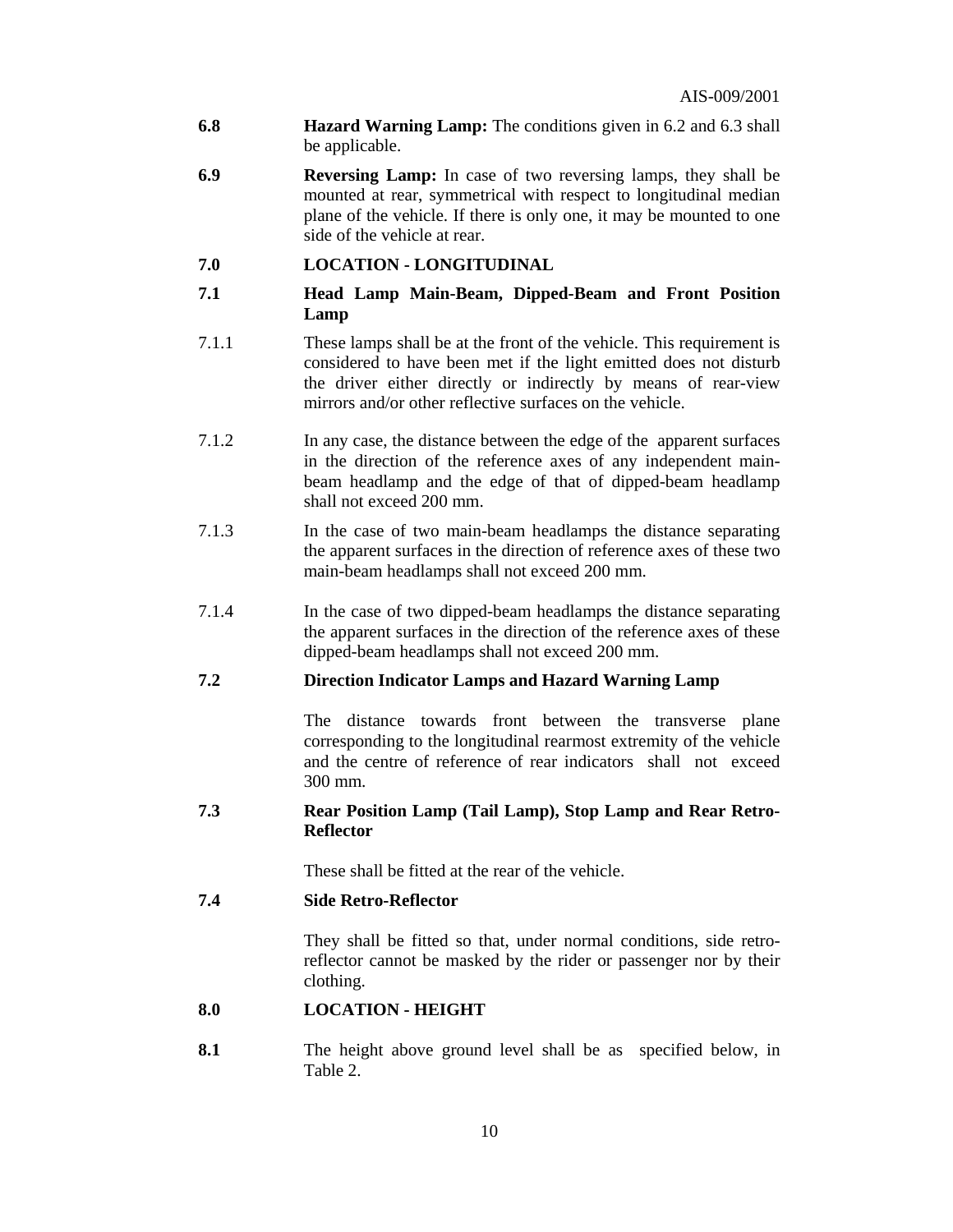**6.8** **Hazard Warning Lamp:** The conditions given in 6.2 and 6.3 shall be applicable.

**6.9** **Reversing Lamp:** In case of two reversing lamps, they shall be mounted at rear, symmetrical with respect to longitudinal median plane of the vehicle. If there is only one, it may be mounted to one side of the vehicle at rear.

## 7.0 LOCATION - LONGITUDINAL

### 7.1 Head Lamp Main-Beam, Dipped-Beam and Front Position Lamp

7.1.1 These lamps shall be at the front of the vehicle. This requirement is considered to have been met if the light emitted does not disturb the driver either directly or indirectly by means of rear-view mirrors and/or other reflective surfaces on the vehicle.

7.1.2 In any case, the distance between the edge of the apparent surfaces in the direction of the reference axes of any independent main-beam headlamp and the edge of that of dipped-beam headlamp shall not exceed 200 mm.

7.1.3 In the case of two main-beam headlamps the distance separating the apparent surfaces in the direction of reference axes of these two main-beam headlamps shall not exceed 200 mm.

7.1.4 In the case of two dipped-beam headlamps the distance separating the apparent surfaces in the direction of the reference axes of these dipped-beam headlamps shall not exceed 200 mm.

### 7.2 Direction Indicator Lamps and Hazard Warning Lamp

The distance towards front between the transverse plane corresponding to the longitudinal rearmost extremity of the vehicle and the centre of reference of rear indicators shall not exceed 300 mm.

### 7.3 Rear Position Lamp (Tail Lamp), Stop Lamp and Rear Retro-Reflector

These shall be fitted at the rear of the vehicle.

### 7.4 Side Retro-Reflector

They shall be fitted so that, under normal conditions, side retro-reflector cannot be masked by the rider or passenger nor by their clothing.

## 8.0 LOCATION - HEIGHT

**8.1** The height above ground level shall be as specified below, in Table 2.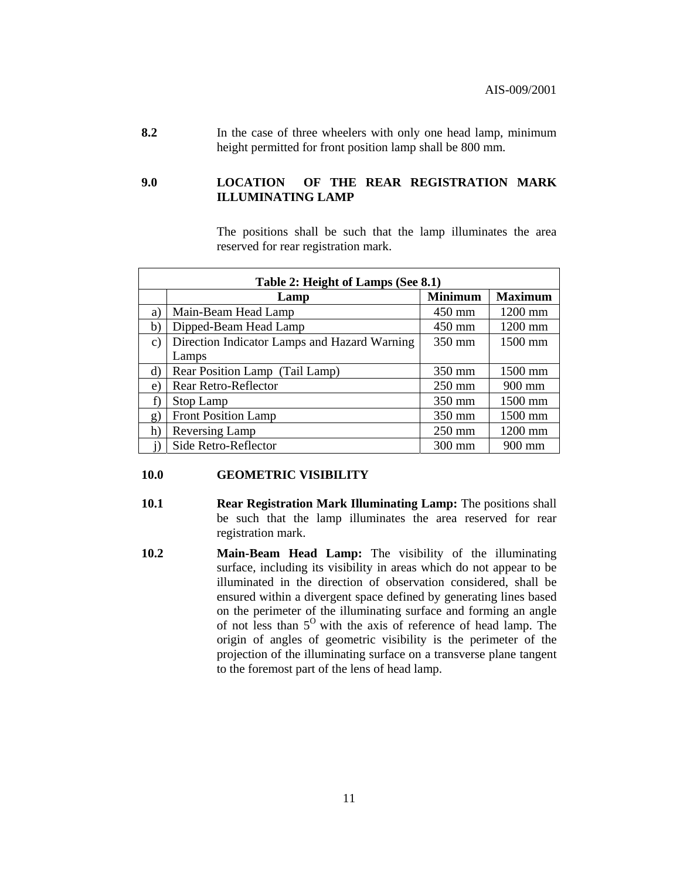**8.2** In the case of three wheelers with only one head lamp, minimum height permitted for front position lamp shall be 800 mm.

## 9.0 LOCATION OF THE REAR REGISTRATION MARK ILLUMINATING LAMP

The positions shall be such that the lamp illuminates the area reserved for rear registration mark.

**Table 2: Height of Lamps (See 8.1)**

| | Lamp | Minimum | Maximum |
|---|---|---|---|
| a) | Main-Beam Head Lamp | 450 mm | 1200 mm |
| b) | Dipped-Beam Head Lamp | 450 mm | 1200 mm |
| c) | Direction Indicator Lamps and Hazard Warning Lamps | 350 mm | 1500 mm |
| d) | Rear Position Lamp (Tail Lamp) | 350 mm | 1500 mm |
| e) | Rear Retro-Reflector | 250 mm | 900 mm |
| f) | Stop Lamp | 350 mm | 1500 mm |
| g) | Front Position Lamp | 350 mm | 1500 mm |
| h) | Reversing Lamp | 250 mm | 1200 mm |
| j) | Side Retro-Reflector | 300 mm | 900 mm |

## 10.0 GEOMETRIC VISIBILITY

**10.1** **Rear Registration Mark Illuminating Lamp:** The positions shall be such that the lamp illuminates the area reserved for rear registration mark.

**10.2** **Main-Beam Head Lamp:** The visibility of the illuminating surface, including its visibility in areas which do not appear to be illuminated in the direction of observation considered, shall be ensured within a divergent space defined by generating lines based on the perimeter of the illuminating surface and forming an angle of not less than $5^{O}$ with the axis of reference of head lamp. The origin of angles of geometric visibility is the perimeter of the projection of the illuminating surface on a transverse plane tangent to the foremost part of the lens of head lamp.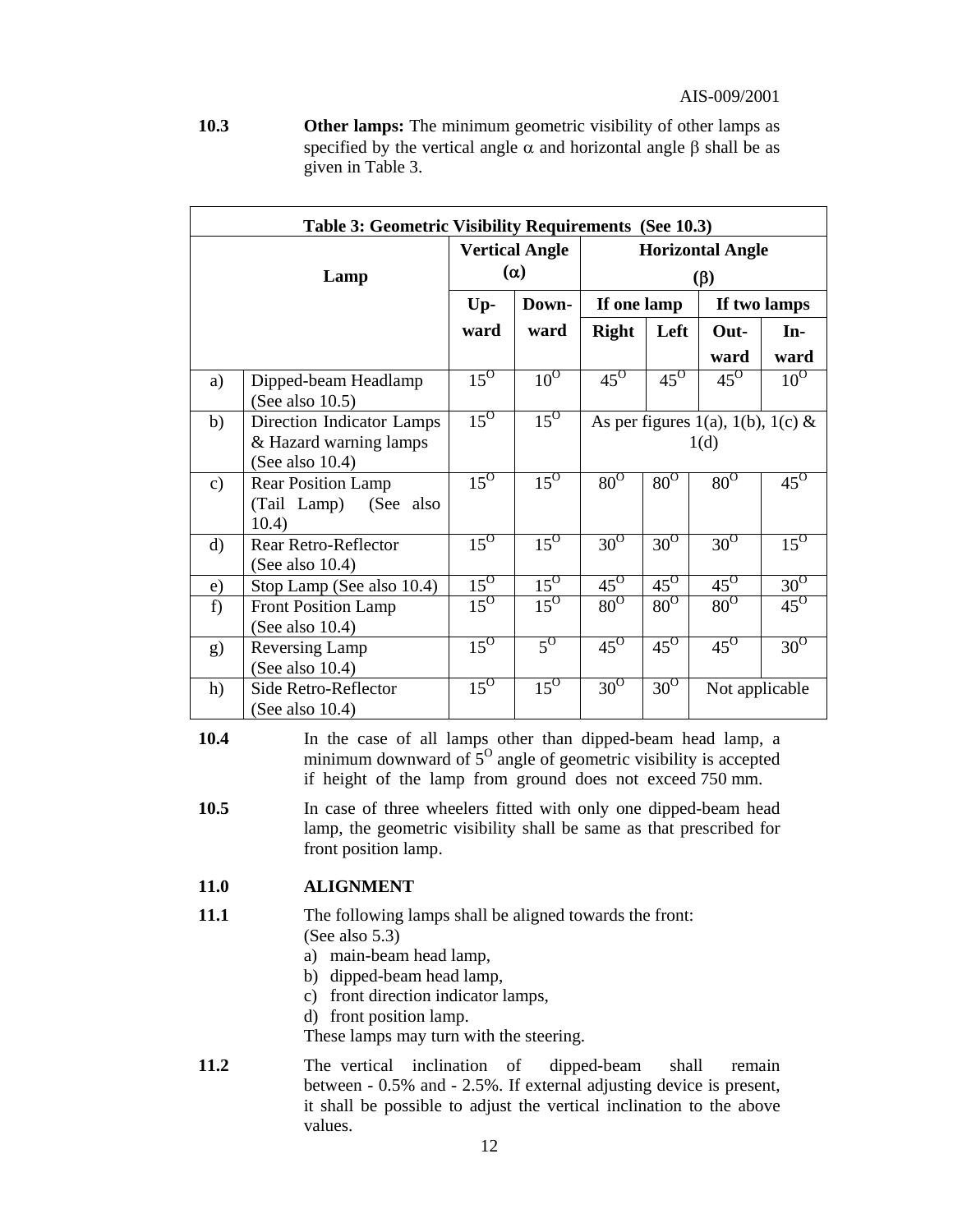**10.3** **Other lamps:** The minimum geometric visibility of other lamps as specified by the vertical angle $\alpha$ and horizontal angle $\beta$ shall be as given in Table 3.

**Table 3: Geometric Visibility Requirements (See 10.3)**

| | Lamp | Vertical Angle ($\alpha$) | | Horizontal Angle ($\beta$) | | | |
|---|---|---|---|---|---|---|---|
| | | | | If one lamp | | If two lamps | |
| | | Up-ward | Down-ward | Right | Left | Out-ward | In-ward |
| a) | Dipped-beam Headlamp (See also 10.5) | $15^O$ | $10^O$ | $45^O$ | $45^O$ | $45^O$ | $10^O$ |
| b) | Direction Indicator Lamps & Hazard warning lamps (See also 10.4) | $15^O$ | $15^O$ | As per figures 1(a), 1(b), 1(c) & 1(d) | | | |
| c) | Rear Position Lamp (Tail Lamp) (See also 10.4) | $15^O$ | $15^O$ | $80^O$ | $80^O$ | $80^O$ | $45^O$ |
| d) | Rear Retro-Reflector (See also 10.4) | $15^O$ | $15^O$ | $30^O$ | $30^O$ | $30^O$ | $15^O$ |
| e) | Stop Lamp (See also 10.4) | $15^O$ | $15^O$ | $45^O$ | $45^O$ | $45^O$ | $30^O$ |
| f) | Front Position Lamp (See also 10.4) | $15^O$ | $15^O$ | $80^O$ | $80^O$ | $80^O$ | $45^O$ |
| g) | Reversing Lamp (See also 10.4) | $15^O$ | $5^O$ | $45^O$ | $45^O$ | $45^O$ | $30^O$ |
| h) | Side Retro-Reflector (See also 10.4) | $15^O$ | $15^O$ | $30^O$ | $30^O$ | Not applicable | |

**10.4** In the case of all lamps other than dipped-beam head lamp, a minimum downward of $5^O$ angle of geometric visibility is accepted if height of the lamp from ground does not exceed 750 mm.

**10.5** In case of three wheelers fitted with only one dipped-beam head lamp, the geometric visibility shall be same as that prescribed for front position lamp.

## 11.0 ALIGNMENT

**11.1** The following lamps shall be aligned towards the front: (See also 5.3)

a) main-beam head lamp,
b) dipped-beam head lamp,
c) front direction indicator lamps,
d) front position lamp.

These lamps may turn with the steering.

**11.2** The vertical inclination of dipped-beam shall remain between - 0.5% and - 2.5%. If external adjusting device is present, it shall be possible to adjust the vertical inclination to the above values.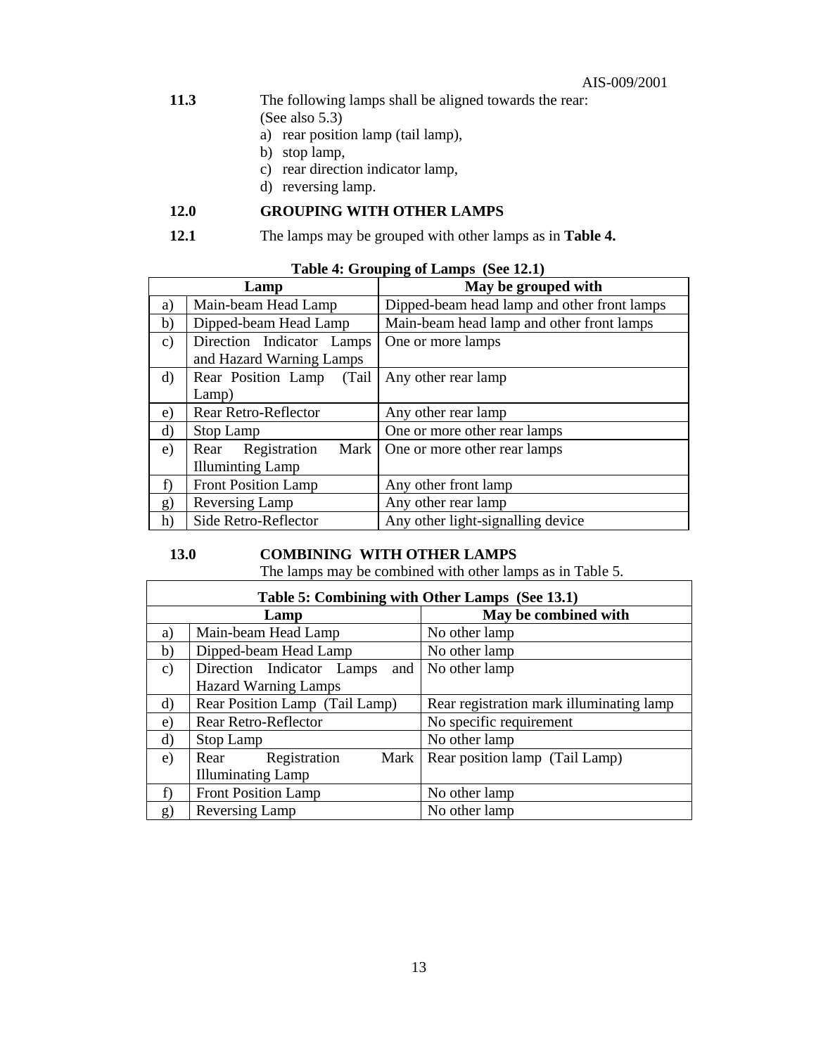**11.3** The following lamps shall be aligned towards the rear: (See also 5.3)

a) rear position lamp (tail lamp),
b) stop lamp,
c) rear direction indicator lamp,
d) reversing lamp.

## 12.0 GROUPING WITH OTHER LAMPS

**12.1** The lamps may be grouped with other lamps as in **Table 4.**

**Table 4: Grouping of Lamps (See 12.1)**

| | Lamp | May be grouped with |
|---|---|---|
| a) | Main-beam Head Lamp | Dipped-beam head lamp and other front lamps |
| b) | Dipped-beam Head Lamp | Main-beam head lamp and other front lamps |
| c) | Direction Indicator Lamps and Hazard Warning Lamps | One or more lamps |
| d) | Rear Position Lamp (Tail Lamp) | Any other rear lamp |
| e) | Rear Retro-Reflector | Any other rear lamp |
| d) | Stop Lamp | One or more other rear lamps |
| e) | Rear Registration Mark Illuminting Lamp | One or more other rear lamps |
| f) | Front Position Lamp | Any other front lamp |
| g) | Reversing Lamp | Any other rear lamp |
| h) | Side Retro-Reflector | Any other light-signalling device |

## 13.0 COMBINING WITH OTHER LAMPS

The lamps may be combined with other lamps as in Table 5.

**Table 5: Combining with Other Lamps (See 13.1)**

| | Lamp | May be combined with |
|---|---|---|
| a) | Main-beam Head Lamp | No other lamp |
| b) | Dipped-beam Head Lamp | No other lamp |
| c) | Direction Indicator Lamps and Hazard Warning Lamps | No other lamp |
| d) | Rear Position Lamp (Tail Lamp) | Rear registration mark illuminating lamp |
| e) | Rear Retro-Reflector | No specific requirement |
| d) | Stop Lamp | No other lamp |
| e) | Rear Registration Mark Illuminating Lamp | Rear position lamp (Tail Lamp) |
| f) | Front Position Lamp | No other lamp |
| g) | Reversing Lamp | No other lamp |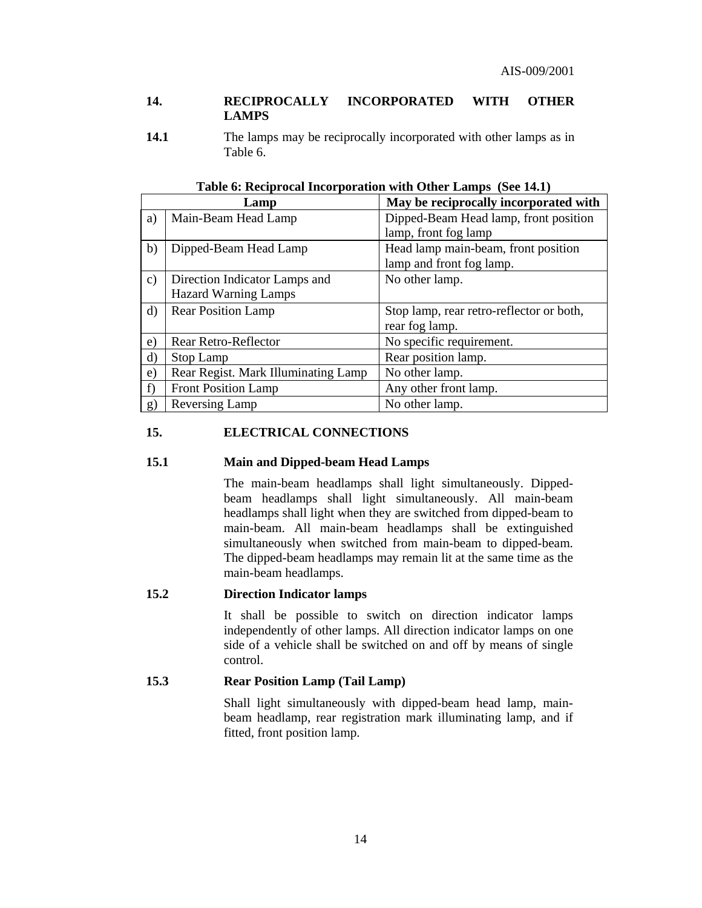## 14. RECIPROCALLY INCORPORATED WITH OTHER LAMPS

**14.1** The lamps may be reciprocally incorporated with other lamps as in Table 6.

**Table 6: Reciprocal Incorporation with Other Lamps (See 14.1)**

| | Lamp | May be reciprocally incorporated with |
|---|---|---|
| a) | Main-Beam Head Lamp | Dipped-Beam Head lamp, front position lamp, front fog lamp |
| b) | Dipped-Beam Head Lamp | Head lamp main-beam, front position lamp and front fog lamp. |
| c) | Direction Indicator Lamps and Hazard Warning Lamps | No other lamp. |
| d) | Rear Position Lamp | Stop lamp, rear retro-reflector or both, rear fog lamp. |
| e) | Rear Retro-Reflector | No specific requirement. |
| d) | Stop Lamp | Rear position lamp. |
| e) | Rear Regist. Mark Illuminating Lamp | No other lamp. |
| f) | Front Position Lamp | Any other front lamp. |
| g) | Reversing Lamp | No other lamp. |

## 15. ELECTRICAL CONNECTIONS

### 15.1 Main and Dipped-beam Head Lamps

The main-beam headlamps shall light simultaneously. Dipped-beam headlamps shall light simultaneously. All main-beam headlamps shall light when they are switched from dipped-beam to main-beam. All main-beam headlamps shall be extinguished simultaneously when switched from main-beam to dipped-beam. The dipped-beam headlamps may remain lit at the same time as the main-beam headlamps.

### 15.2 Direction Indicator lamps

It shall be possible to switch on direction indicator lamps independently of other lamps. All direction indicator lamps on one side of a vehicle shall be switched on and off by means of single control.

### 15.3 Rear Position Lamp (Tail Lamp)

Shall light simultaneously with dipped-beam head lamp, main-beam headlamp, rear registration mark illuminating lamp, and if fitted, front position lamp.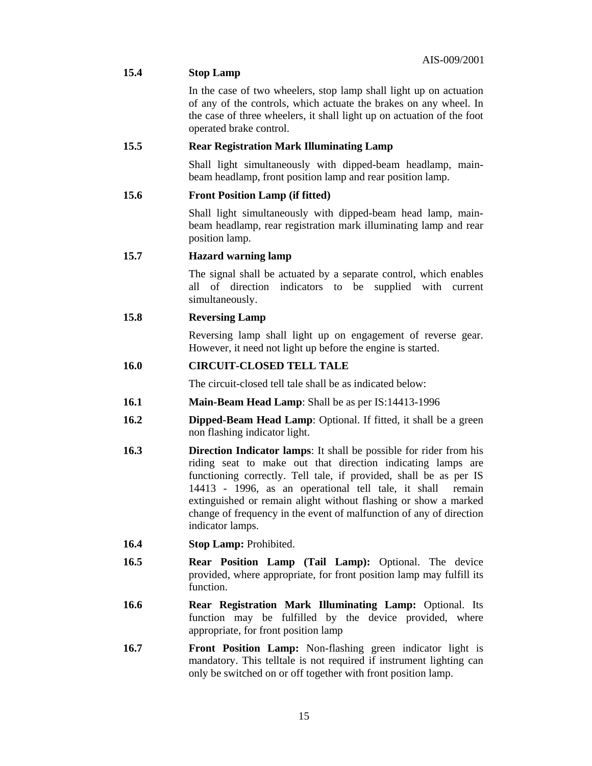**15.4 Stop Lamp**

In the case of two wheelers, stop lamp shall light up on actuation of any of the controls, which actuate the brakes on any wheel. In the case of three wheelers, it shall light up on actuation of the foot operated brake control.

**15.5 Rear Registration Mark Illuminating Lamp**

Shall light simultaneously with dipped-beam headlamp, main-beam headlamp, front position lamp and rear position lamp.

**15.6 Front Position Lamp (if fitted)**

Shall light simultaneously with dipped-beam head lamp, main-beam headlamp, rear registration mark illuminating lamp and rear position lamp.

**15.7 Hazard warning lamp**

The signal shall be actuated by a separate control, which enables all of direction indicators to be supplied with current simultaneously.

**15.8 Reversing Lamp**

Reversing lamp shall light up on engagement of reverse gear. However, it need not light up before the engine is started.

## 16.0 CIRCUIT-CLOSED TELL TALE

The circuit-closed tell tale shall be as indicated below:

**16.1 Main-Beam Head Lamp**: Shall be as per IS:14413-1996

**16.2 Dipped-Beam Head Lamp**: Optional. If fitted, it shall be a green non flashing indicator light.

**16.3 Direction Indicator lamps**: It shall be possible for rider from his riding seat to make out that direction indicating lamps are functioning correctly. Tell tale, if provided, shall be as per IS 14413 - 1996, as an operational tell tale, it shall remain extinguished or remain alight without flashing or show a marked change of frequency in the event of malfunction of any of direction indicator lamps.

**16.4 Stop Lamp:** Prohibited.

**16.5 Rear Position Lamp (Tail Lamp):** Optional. The device provided, where appropriate, for front position lamp may fulfill its function.

**16.6 Rear Registration Mark Illuminating Lamp:** Optional. Its function may be fulfilled by the device provided, where appropriate, for front position lamp

**16.7 Front Position Lamp:** Non-flashing green indicator light is mandatory. This telltale is not required if instrument lighting can only be switched on or off together with front position lamp.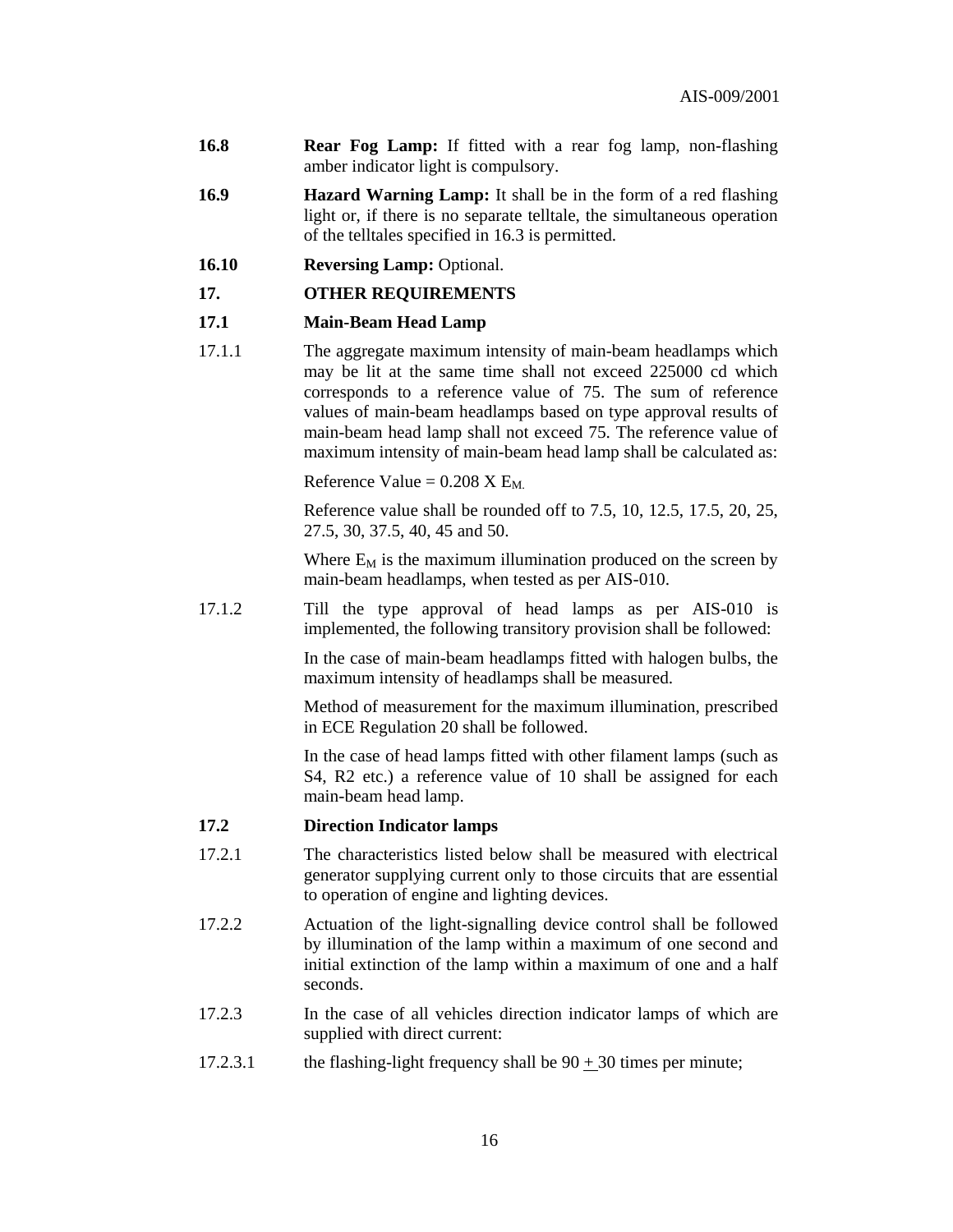**16.8** **Rear Fog Lamp:** If fitted with a rear fog lamp, non-flashing amber indicator light is compulsory.

**16.9** **Hazard Warning Lamp:** It shall be in the form of a red flashing light or, if there is no separate telltale, the simultaneous operation of the telltales specified in 16.3 is permitted.

**16.10** **Reversing Lamp:** Optional.

## 17. OTHER REQUIREMENTS

### 17.1 Main-Beam Head Lamp

17.1.1 The aggregate maximum intensity of main-beam headlamps which may be lit at the same time shall not exceed 225000 cd which corresponds to a reference value of 75. The sum of reference values of main-beam headlamps based on type approval results of main-beam head lamp shall not exceed 75. The reference value of maximum intensity of main-beam head lamp shall be calculated as:

Reference Value = 0.208 X $E_{M.}$

Reference value shall be rounded off to 7.5, 10, 12.5, 17.5, 20, 25, 27.5, 30, 37.5, 40, 45 and 50.

Where $E_M$ is the maximum illumination produced on the screen by main-beam headlamps, when tested as per AIS-010.

17.1.2 Till the type approval of head lamps as per AIS-010 is implemented, the following transitory provision shall be followed:

In the case of main-beam headlamps fitted with halogen bulbs, the maximum intensity of headlamps shall be measured.

Method of measurement for the maximum illumination, prescribed in ECE Regulation 20 shall be followed.

In the case of head lamps fitted with other filament lamps (such as S4, R2 etc.) a reference value of 10 shall be assigned for each main-beam head lamp.

### 17.2 Direction Indicator lamps

17.2.1 The characteristics listed below shall be measured with electrical generator supplying current only to those circuits that are essential to operation of engine and lighting devices.

17.2.2 Actuation of the light-signalling device control shall be followed by illumination of the lamp within a maximum of one second and initial extinction of the lamp within a maximum of one and a half seconds.

17.2.3 In the case of all vehicles direction indicator lamps of which are supplied with direct current:

17.2.3.1 the flashing-light frequency shall be $90 \pm 30$ times per minute;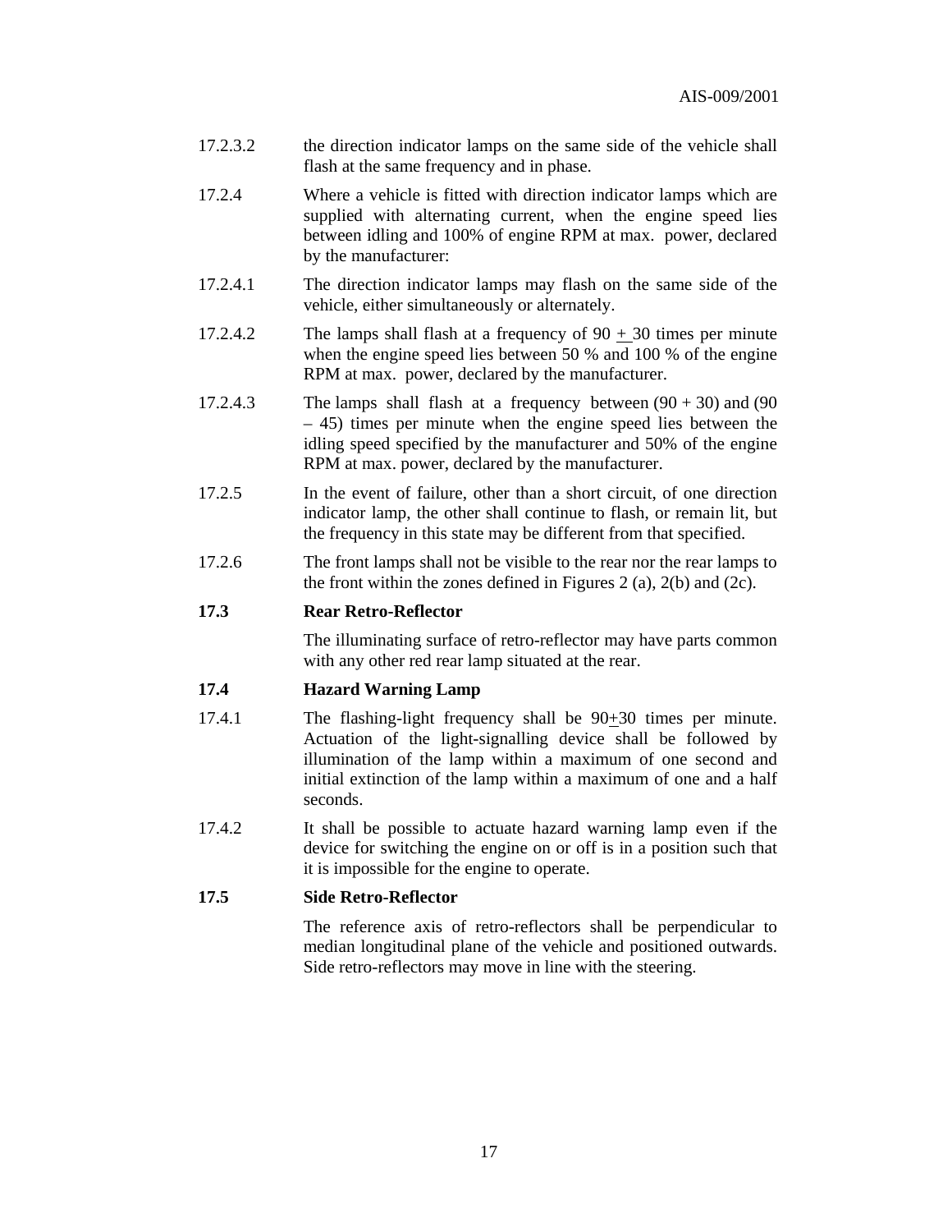17.2.3.2 the direction indicator lamps on the same side of the vehicle shall flash at the same frequency and in phase.

17.2.4 Where a vehicle is fitted with direction indicator lamps which are supplied with alternating current, when the engine speed lies between idling and 100% of engine RPM at max. power, declared by the manufacturer:

17.2.4.1 The direction indicator lamps may flash on the same side of the vehicle, either simultaneously or alternately.

17.2.4.2 The lamps shall flash at a frequency of 90 $\pm$ 30 times per minute when the engine speed lies between 50 % and 100 % of the engine RPM at max. power, declared by the manufacturer.

17.2.4.3 The lamps shall flash at a frequency between (90 + 30) and (90 – 45) times per minute when the engine speed lies between the idling speed specified by the manufacturer and 50% of the engine RPM at max. power, declared by the manufacturer.

17.2.5 In the event of failure, other than a short circuit, of one direction indicator lamp, the other shall continue to flash, or remain lit, but the frequency in this state may be different from that specified.

17.2.6 The front lamps shall not be visible to the rear nor the rear lamps to the front within the zones defined in Figures 2 (a), 2(b) and (2c).

**17.3 Rear Retro-Reflector**

The illuminating surface of retro-reflector may have parts common with any other red rear lamp situated at the rear.

**17.4 Hazard Warning Lamp**

17.4.1 The flashing-light frequency shall be 90$\pm$30 times per minute. Actuation of the light-signalling device shall be followed by illumination of the lamp within a maximum of one second and initial extinction of the lamp within a maximum of one and a half seconds.

17.4.2 It shall be possible to actuate hazard warning lamp even if the device for switching the engine on or off is in a position such that it is impossible for the engine to operate.

**17.5 Side Retro-Reflector**

The reference axis of retro-reflectors shall be perpendicular to median longitudinal plane of the vehicle and positioned outwards. Side retro-reflectors may move in line with the steering.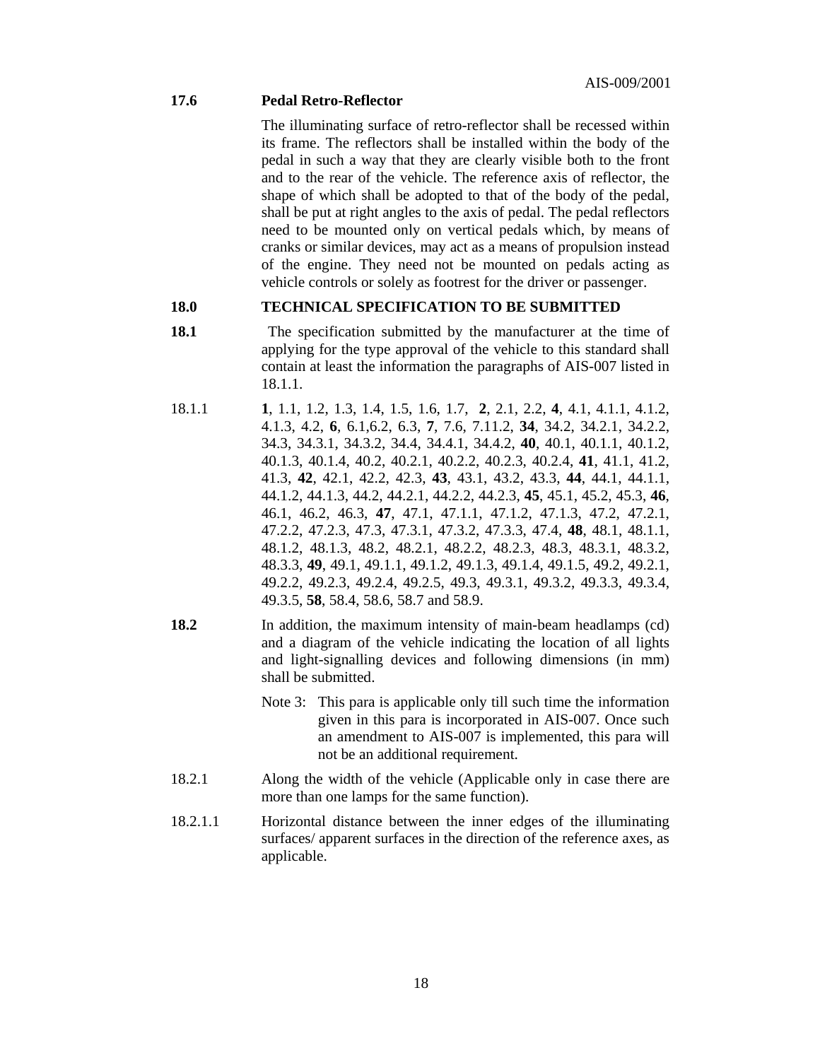**17.6 Pedal Retro-Reflector**

The illuminating surface of retro-reflector shall be recessed within its frame. The reflectors shall be installed within the body of the pedal in such a way that they are clearly visible both to the front and to the rear of the vehicle. The reference axis of reflector, the shape of which shall be adopted to that of the body of the pedal, shall be put at right angles to the axis of pedal. The pedal reflectors need to be mounted only on vertical pedals which, by means of cranks or similar devices, may act as a means of propulsion instead of the engine. They need not be mounted on pedals acting as vehicle controls or solely as footrest for the driver or passenger.

## 18.0 TECHNICAL SPECIFICATION TO BE SUBMITTED

**18.1** The specification submitted by the manufacturer at the time of applying for the type approval of the vehicle to this standard shall contain at least the information the paragraphs of AIS-007 listed in 18.1.1.

18.1.1 **1**, 1.1, 1.2, 1.3, 1.4, 1.5, 1.6, 1.7, **2**, 2.1, 2.2, **4**, 4.1, 4.1.1, 4.1.2, 4.1.3, 4.2, **6**, 6.1,6.2, 6.3, **7**, 7.6, 7.11.2, **34**, 34.2, 34.2.1, 34.2.2, 34.3, 34.3.1, 34.3.2, 34.4, 34.4.1, 34.4.2, **40**, 40.1, 40.1.1, 40.1.2, 40.1.3, 40.1.4, 40.2, 40.2.1, 40.2.2, 40.2.3, 40.2.4, **41**, 41.1, 41.2, 41.3, **42**, 42.1, 42.2, 42.3, **43**, 43.1, 43.2, 43.3, **44**, 44.1, 44.1.1, 44.1.2, 44.1.3, 44.2, 44.2.1, 44.2.2, 44.2.3, **45**, 45.1, 45.2, 45.3, **46**, 46.1, 46.2, 46.3, **47**, 47.1, 47.1.1, 47.1.2, 47.1.3, 47.2, 47.2.1, 47.2.2, 47.2.3, 47.3, 47.3.1, 47.3.2, 47.3.3, 47.4, **48**, 48.1, 48.1.1, 48.1.2, 48.1.3, 48.2, 48.2.1, 48.2.2, 48.2.3, 48.3, 48.3.1, 48.3.2, 48.3.3, **49**, 49.1, 49.1.1, 49.1.2, 49.1.3, 49.1.4, 49.1.5, 49.2, 49.2.1, 49.2.2, 49.2.3, 49.2.4, 49.2.5, 49.3, 49.3.1, 49.3.2, 49.3.3, 49.3.4, 49.3.5, **58**, 58.4, 58.6, 58.7 and 58.9.

**18.2** In addition, the maximum intensity of main-beam headlamps (cd) and a diagram of the vehicle indicating the location of all lights and light-signalling devices and following dimensions (in mm) shall be submitted.

Note 3: This para is applicable only till such time the information given in this para is incorporated in AIS-007. Once such an amendment to AIS-007 is implemented, this para will not be an additional requirement.

18.2.1 Along the width of the vehicle (Applicable only in case there are more than one lamps for the same function).

18.2.1.1 Horizontal distance between the inner edges of the illuminating surfaces/ apparent surfaces in the direction of the reference axes, as applicable.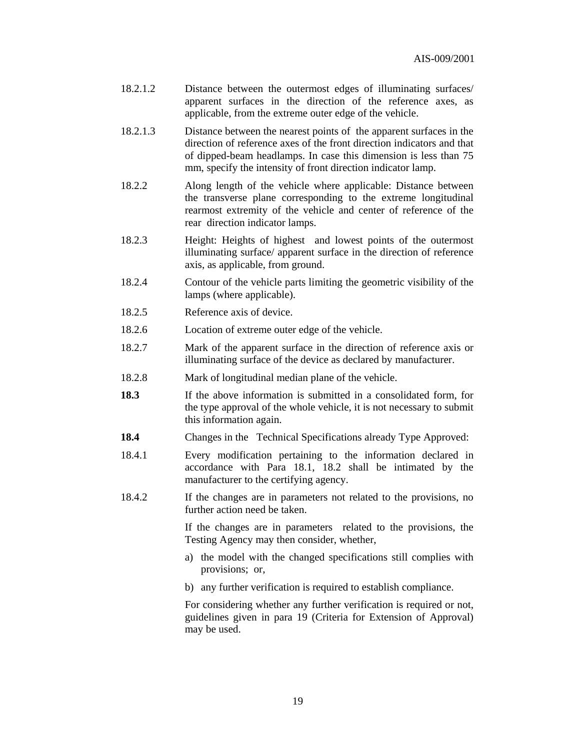18.2.1.2 Distance between the outermost edges of illuminating surfaces/ apparent surfaces in the direction of the reference axes, as applicable, from the extreme outer edge of the vehicle.

18.2.1.3 Distance between the nearest points of the apparent surfaces in the direction of reference axes of the front direction indicators and that of dipped-beam headlamps. In case this dimension is less than 75 mm, specify the intensity of front direction indicator lamp.

18.2.2 Along length of the vehicle where applicable: Distance between the transverse plane corresponding to the extreme longitudinal rearmost extremity of the vehicle and center of reference of the rear direction indicator lamps.

18.2.3 Height: Heights of highest and lowest points of the outermost illuminating surface/ apparent surface in the direction of reference axis, as applicable, from ground.

18.2.4 Contour of the vehicle parts limiting the geometric visibility of the lamps (where applicable).

18.2.5 Reference axis of device.

18.2.6 Location of extreme outer edge of the vehicle.

18.2.7 Mark of the apparent surface in the direction of reference axis or illuminating surface of the device as declared by manufacturer.

18.2.8 Mark of longitudinal median plane of the vehicle.

**18.3** If the above information is submitted in a consolidated form, for the type approval of the whole vehicle, it is not necessary to submit this information again.

**18.4** Changes in the Technical Specifications already Type Approved:

18.4.1 Every modification pertaining to the information declared in accordance with Para 18.1, 18.2 shall be intimated by the manufacturer to the certifying agency.

18.4.2 If the changes are in parameters not related to the provisions, no further action need be taken.

If the changes are in parameters related to the provisions, the Testing Agency may then consider, whether,

a) the model with the changed specifications still complies with provisions; or,

b) any further verification is required to establish compliance.

For considering whether any further verification is required or not, guidelines given in para 19 (Criteria for Extension of Approval) may be used.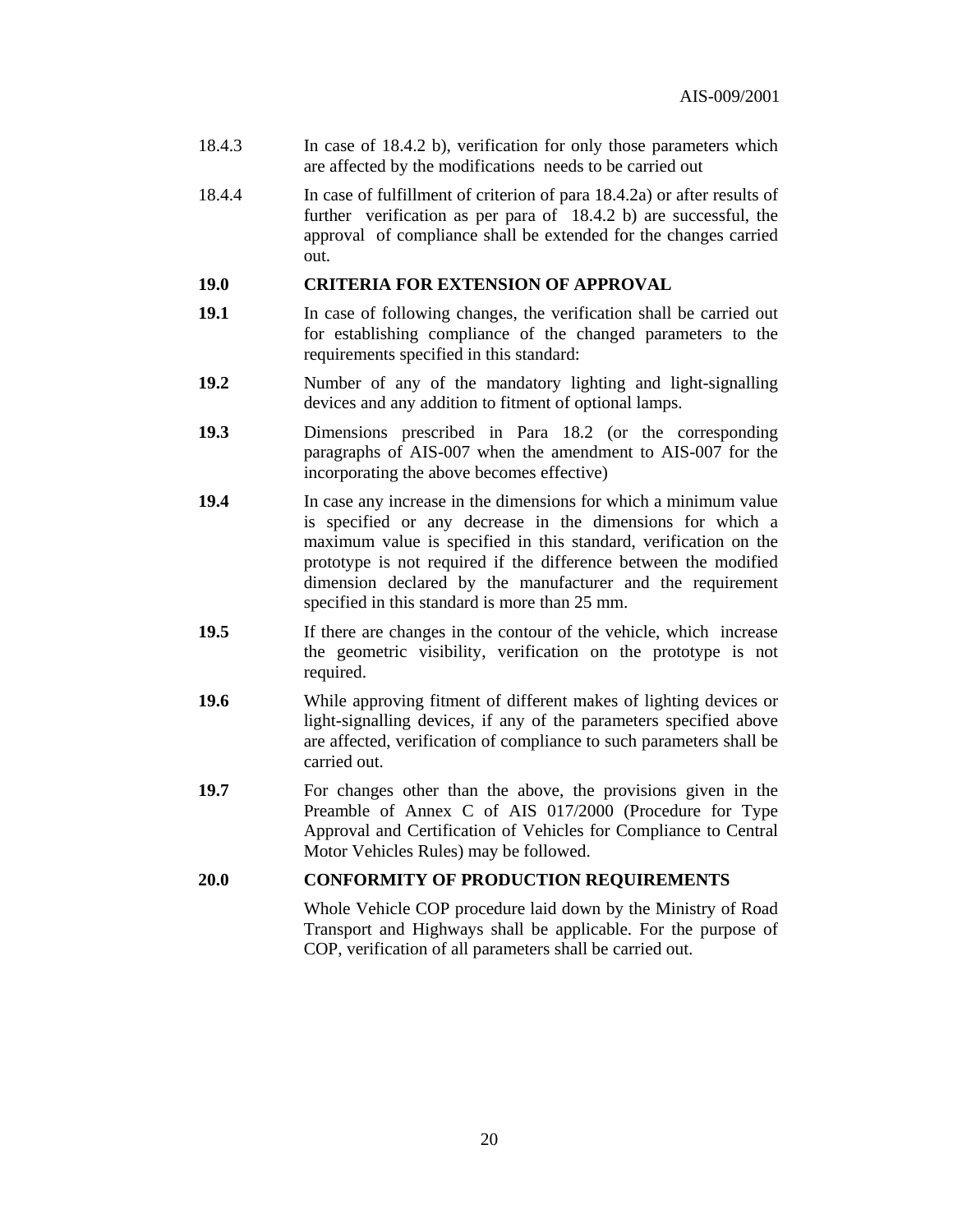18.4.3 In case of 18.4.2 b), verification for only those parameters which are affected by the modifications needs to be carried out

18.4.4 In case of fulfillment of criterion of para 18.4.2a) or after results of further verification as per para of 18.4.2 b) are successful, the approval of compliance shall be extended for the changes carried out.

## 19.0 CRITERIA FOR EXTENSION OF APPROVAL

**19.1** In case of following changes, the verification shall be carried out for establishing compliance of the changed parameters to the requirements specified in this standard:

**19.2** Number of any of the mandatory lighting and light-signalling devices and any addition to fitment of optional lamps.

**19.3** Dimensions prescribed in Para 18.2 (or the corresponding paragraphs of AIS-007 when the amendment to AIS-007 for the incorporating the above becomes effective)

**19.4** In case any increase in the dimensions for which a minimum value is specified or any decrease in the dimensions for which a maximum value is specified in this standard, verification on the prototype is not required if the difference between the modified dimension declared by the manufacturer and the requirement specified in this standard is more than 25 mm.

**19.5** If there are changes in the contour of the vehicle, which increase the geometric visibility, verification on the prototype is not required.

**19.6** While approving fitment of different makes of lighting devices or light-signalling devices, if any of the parameters specified above are affected, verification of compliance to such parameters shall be carried out.

**19.7** For changes other than the above, the provisions given in the Preamble of Annex C of AIS 017/2000 (Procedure for Type Approval and Certification of Vehicles for Compliance to Central Motor Vehicles Rules) may be followed.

## 20.0 CONFORMITY OF PRODUCTION REQUIREMENTS

Whole Vehicle COP procedure laid down by the Ministry of Road Transport and Highways shall be applicable. For the purpose of COP, verification of all parameters shall be carried out.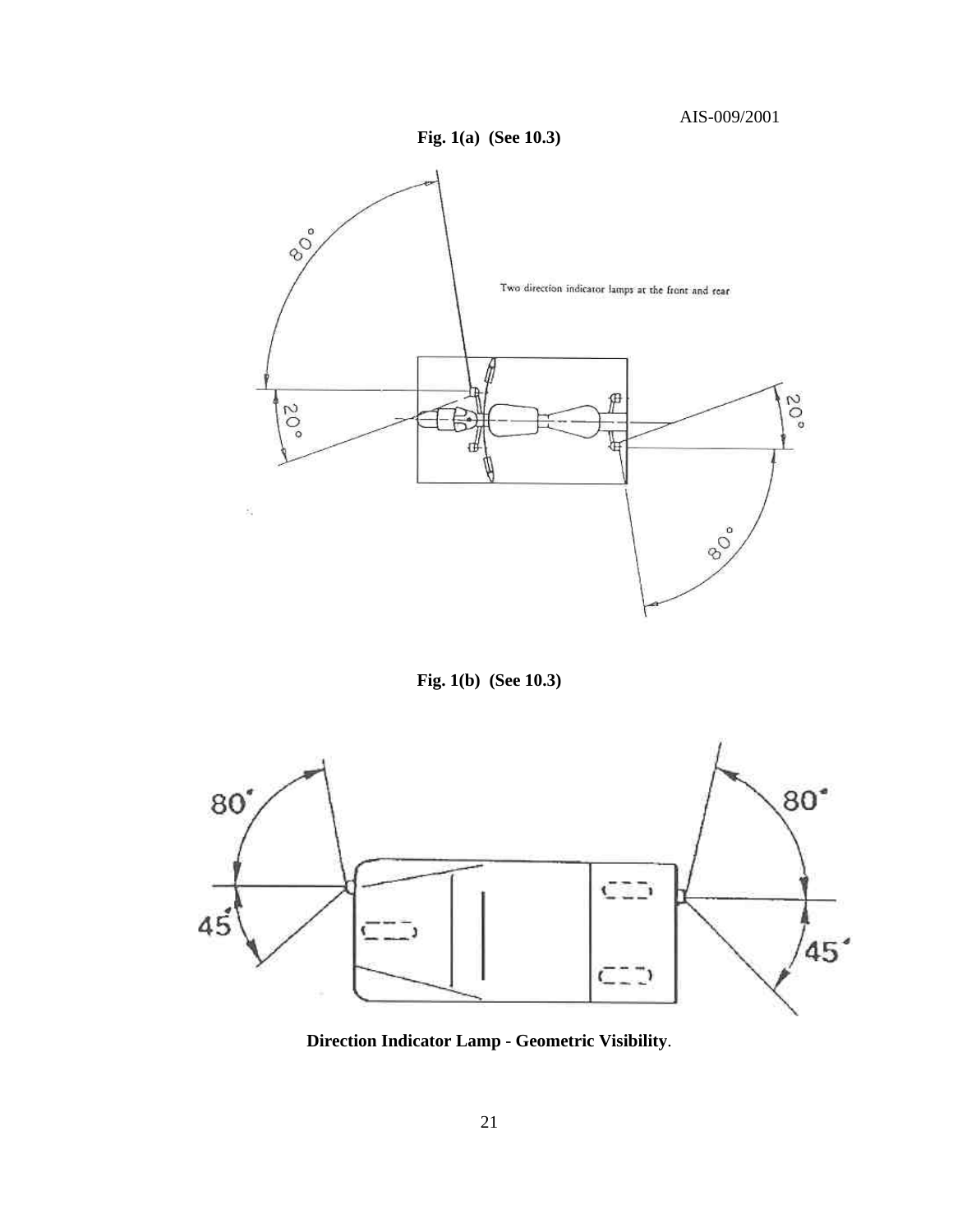**Fig. 1(a)  (See 10.3)**

Two direction indicator lamps at the front and rear

**Fig. 1(b)  (See 10.3)**

**Direction Indicator Lamp - Geometric Visibility**.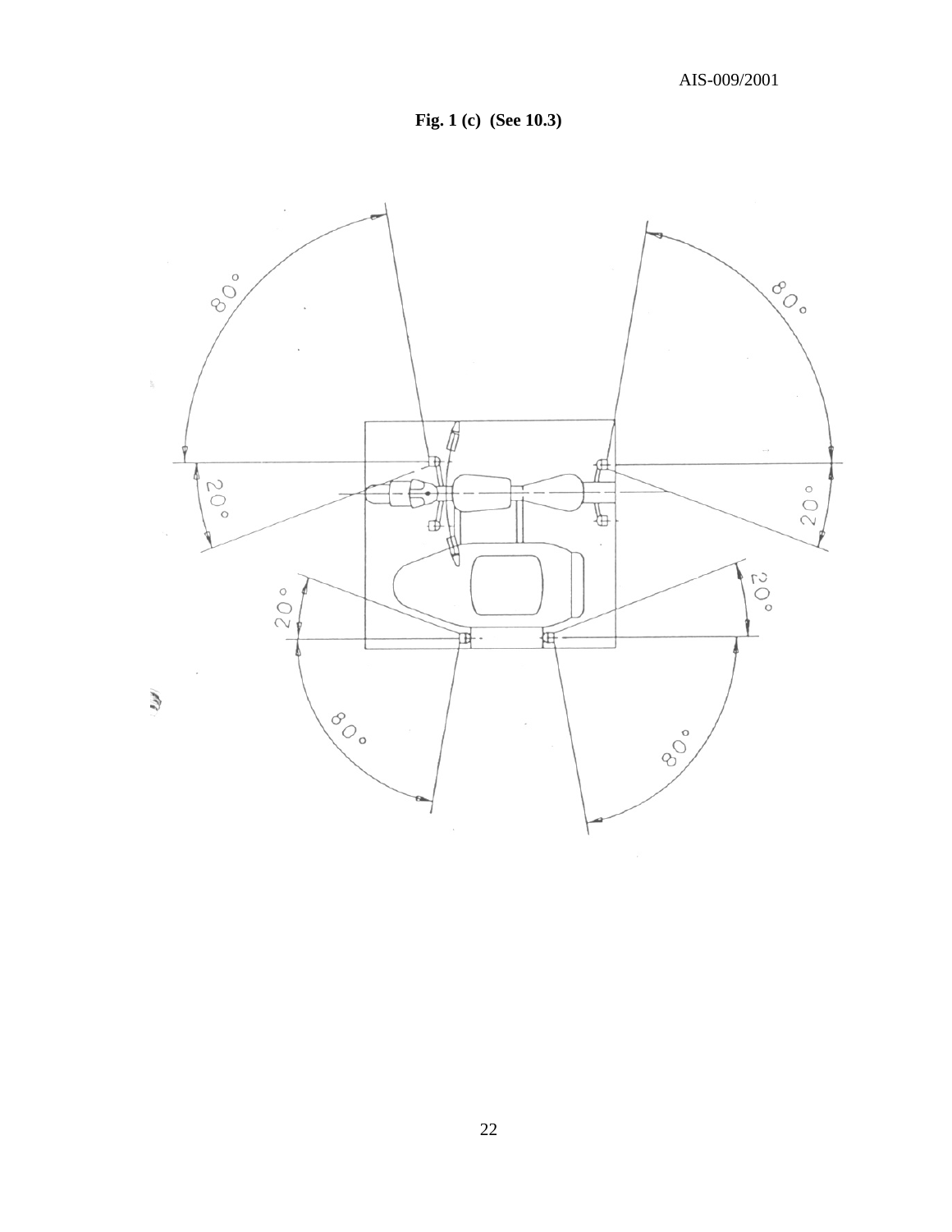**Fig. 1 (c)  (See 10.3)**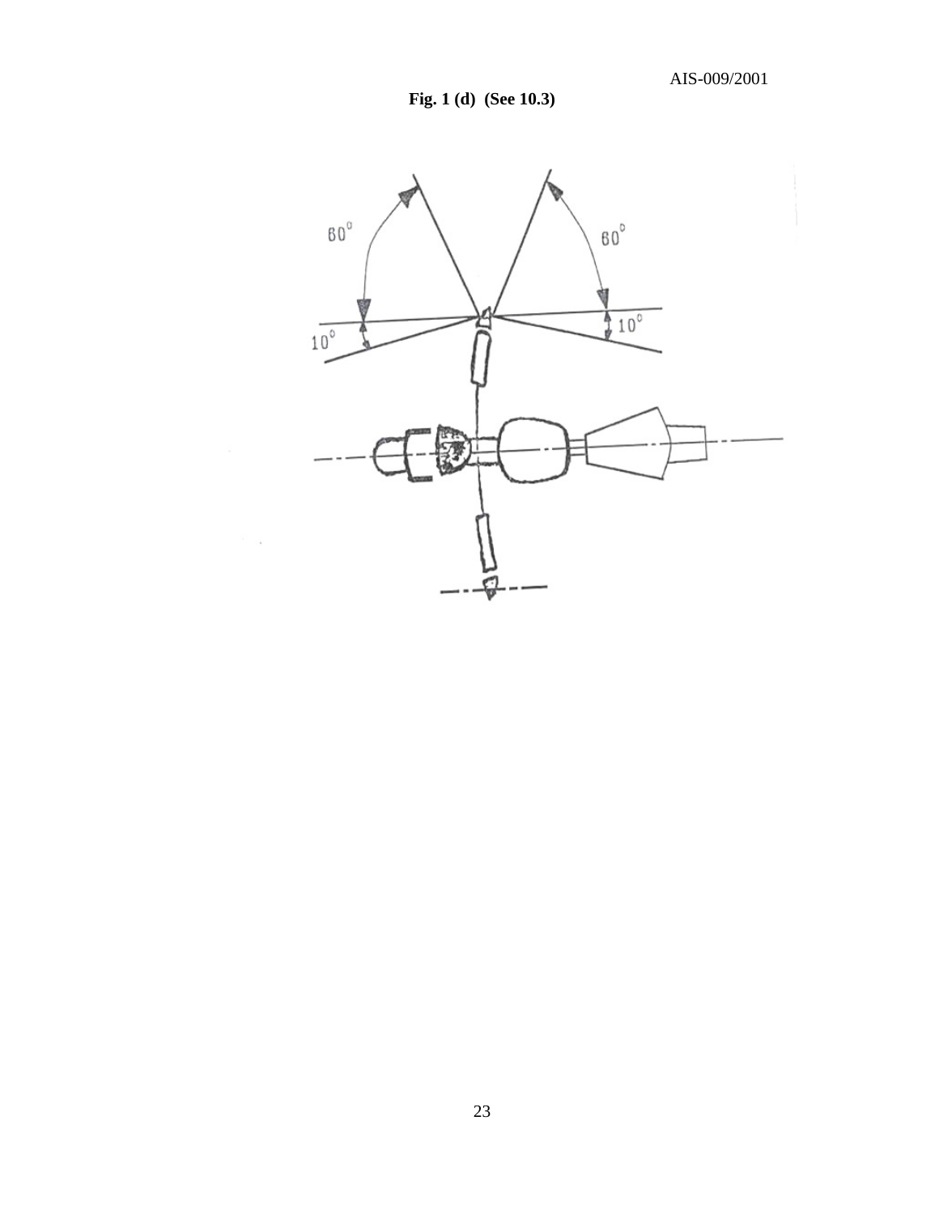**Fig. 1 (d) (See 10.3)**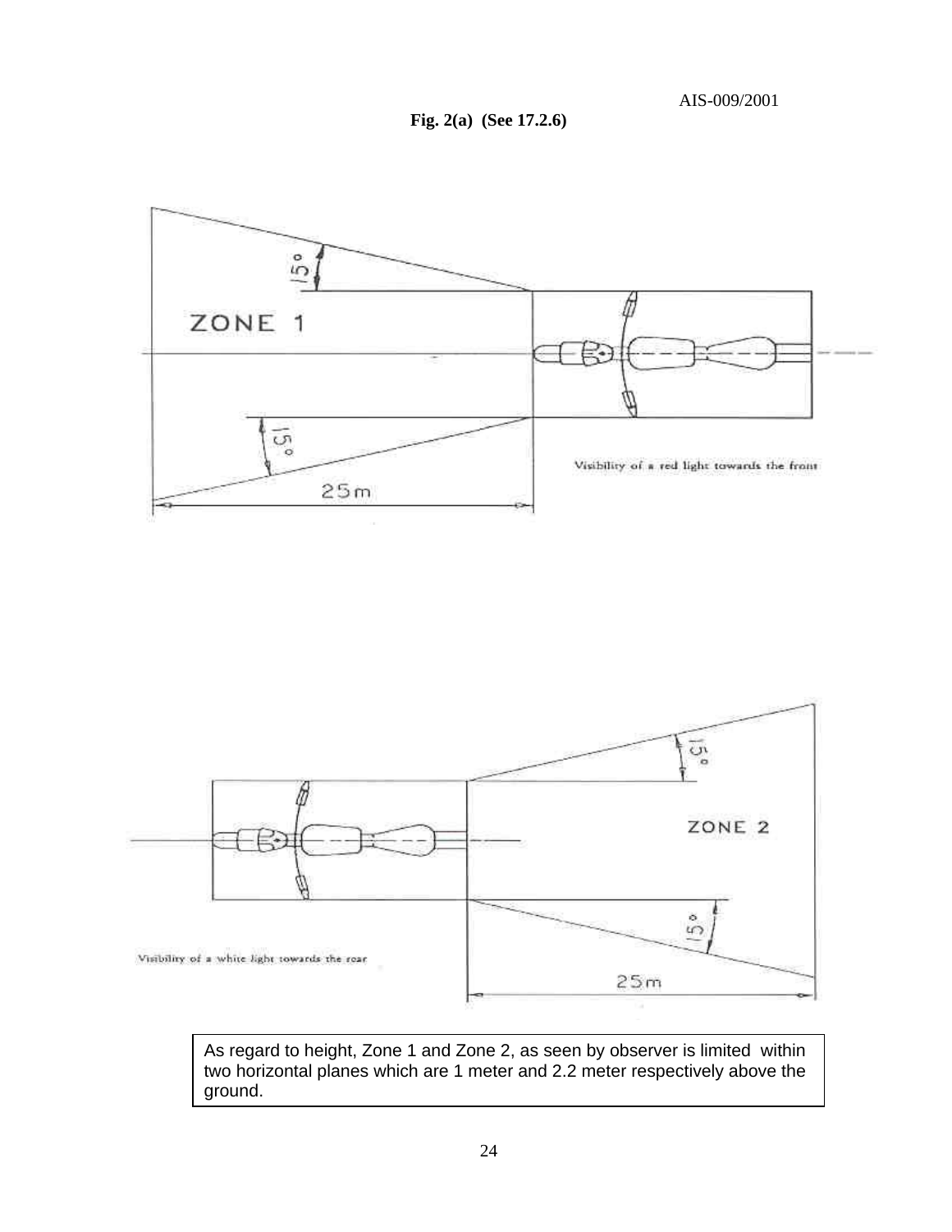**Fig. 2(a) (See 17.2.6)**

ZONE 1

15°

15°

25m

Visibility of a red light towards the front

ZONE 2

15°

15°

25m

Visibility of a white light towards the rear

As regard to height, Zone 1 and Zone 2, as seen by observer is limited within two horizontal planes which are 1 meter and 2.2 meter respectively above the ground.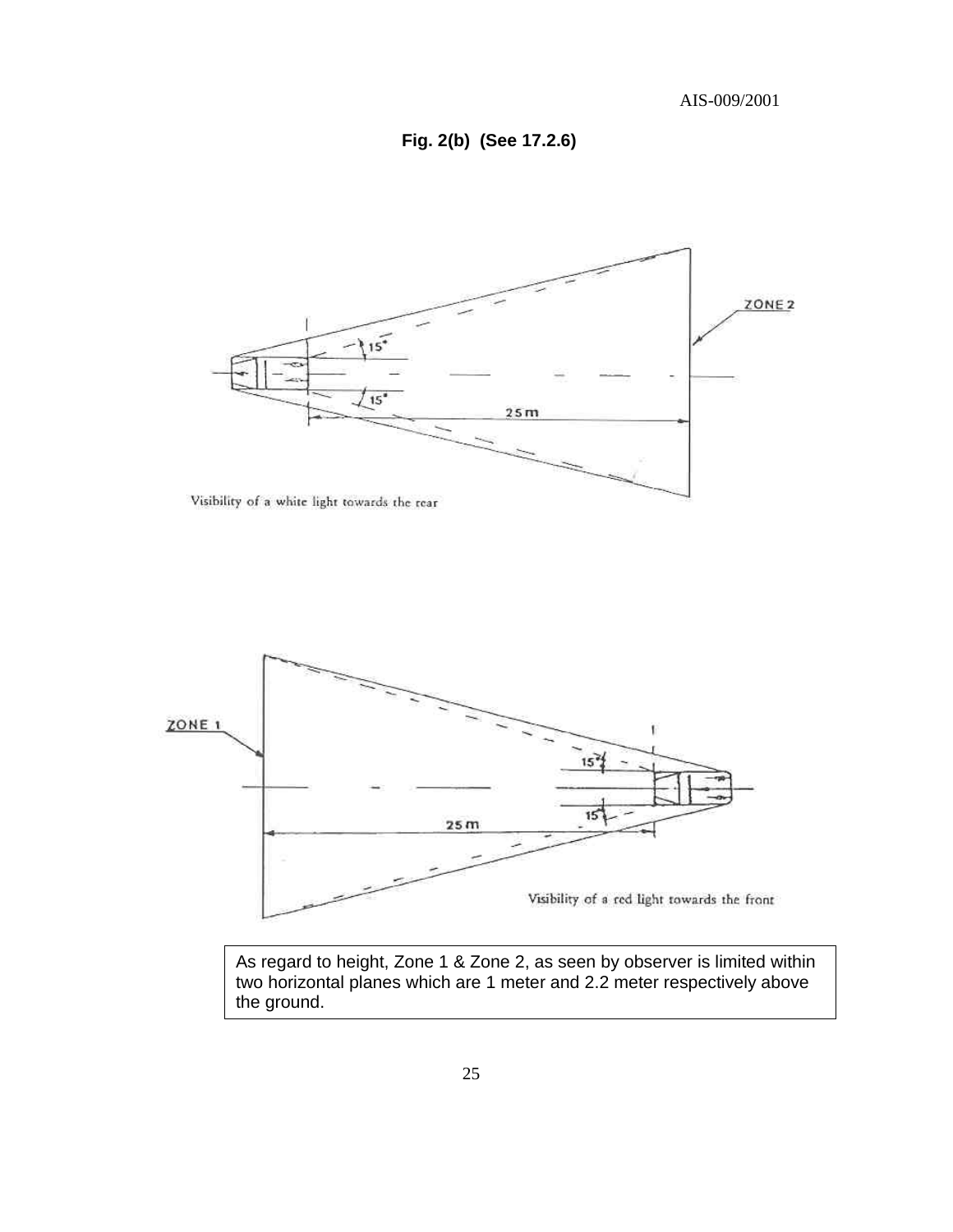**Fig. 2(b) (See 17.2.6)**

ZONE 2

15°

15°

25 m

Visibility of a white light towards the rear

ZONE 1

15°

15°

25 m

Visibility of a red light towards the front

As regard to height, Zone 1 & Zone 2, as seen by observer is limited within two horizontal planes which are 1 meter and 2.2 meter respectively above the ground.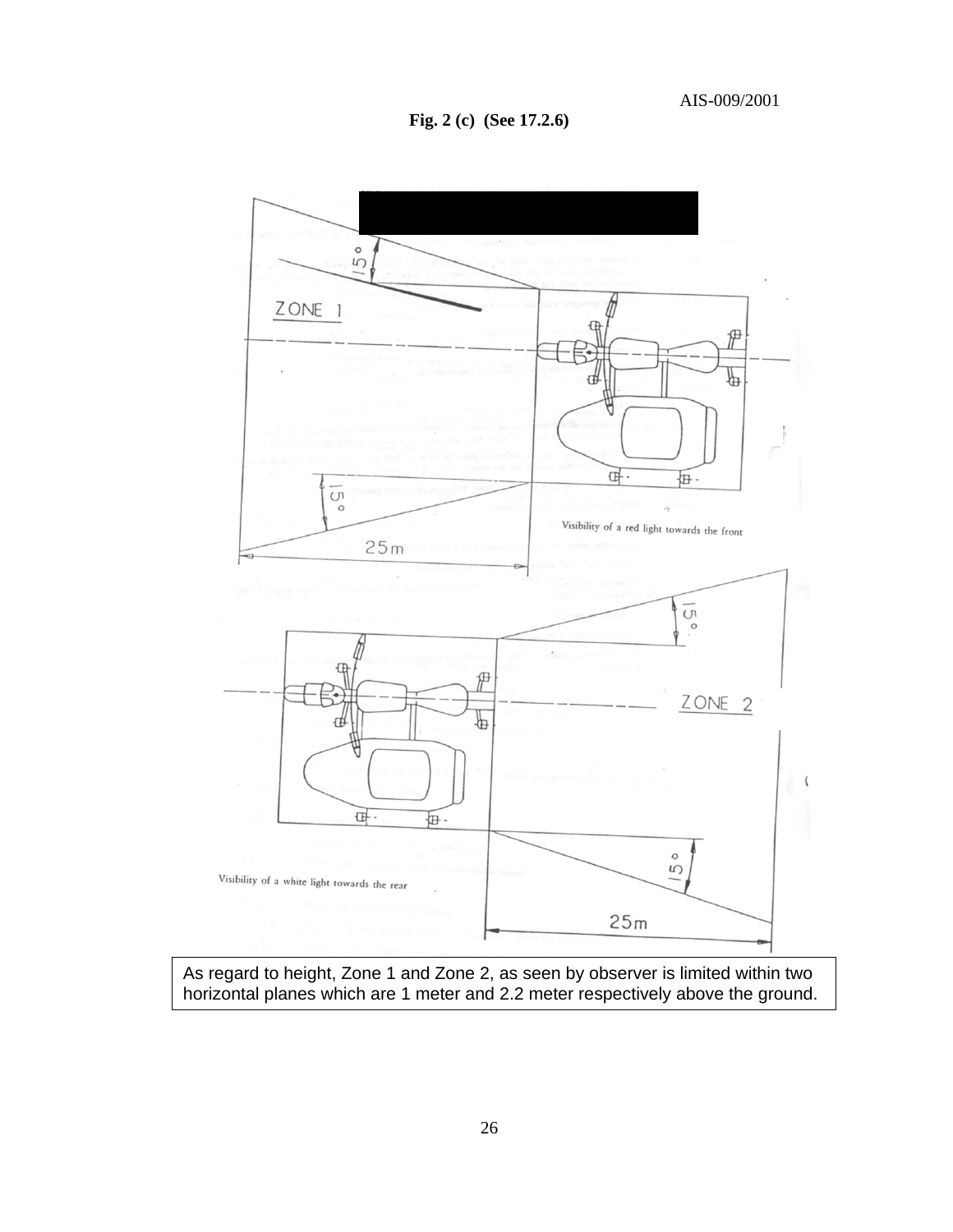**Fig. 2 (c) (See 17.2.6)**

ZONE 1

15°

15°

25m

Visibility of a red light towards the front

15°

ZONE 2

15°

25m

Visibility of a white light towards the rear

As regard to height, Zone 1 and Zone 2, as seen by observer is limited within two horizontal planes which are 1 meter and 2.2 meter respectively above the ground.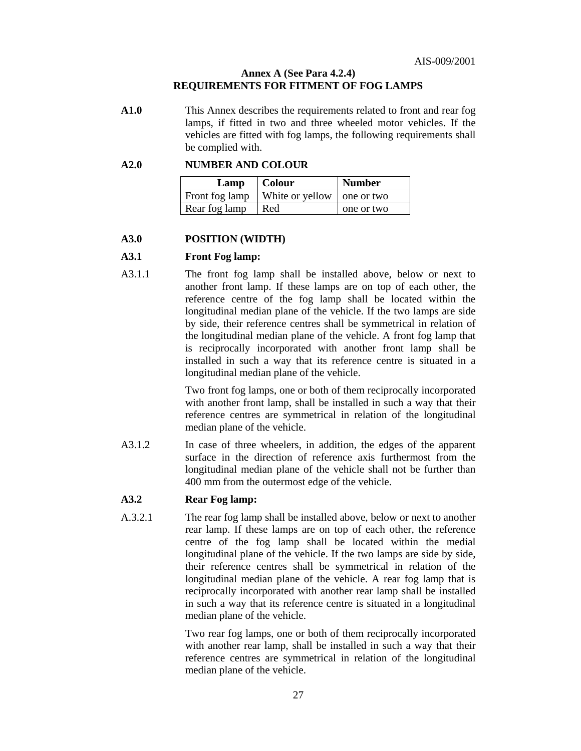**Annex A (See Para 4.2.4)**
**REQUIREMENTS FOR FITMENT OF FOG LAMPS**

**A1.0** This Annex describes the requirements related to front and rear fog lamps, if fitted in two and three wheeled motor vehicles. If the vehicles are fitted with fog lamps, the following requirements shall be complied with.

**A2.0 NUMBER AND COLOUR**

| Lamp | Colour | Number |
|---|---|---|
| Front fog lamp | White or yellow | one or two |
| Rear fog lamp | Red | one or two |

**A3.0 POSITION (WIDTH)**

**A3.1 Front Fog lamp:**

A3.1.1 The front fog lamp shall be installed above, below or next to another front lamp. If these lamps are on top of each other, the reference centre of the fog lamp shall be located within the longitudinal median plane of the vehicle. If the two lamps are side by side, their reference centres shall be symmetrical in relation of the longitudinal median plane of the vehicle. A front fog lamp that is reciprocally incorporated with another front lamp shall be installed in such a way that its reference centre is situated in a longitudinal median plane of the vehicle.

Two front fog lamps, one or both of them reciprocally incorporated with another front lamp, shall be installed in such a way that their reference centres are symmetrical in relation of the longitudinal median plane of the vehicle.

A3.1.2 In case of three wheelers, in addition, the edges of the apparent surface in the direction of reference axis furthermost from the longitudinal median plane of the vehicle shall not be further than 400 mm from the outermost edge of the vehicle.

**A3.2 Rear Fog lamp:**

A.3.2.1 The rear fog lamp shall be installed above, below or next to another rear lamp. If these lamps are on top of each other, the reference centre of the fog lamp shall be located within the medial longitudinal plane of the vehicle. If the two lamps are side by side, their reference centres shall be symmetrical in relation of the longitudinal median plane of the vehicle. A rear fog lamp that is reciprocally incorporated with another rear lamp shall be installed in such a way that its reference centre is situated in a longitudinal median plane of the vehicle.

Two rear fog lamps, one or both of them reciprocally incorporated with another rear lamp, shall be installed in such a way that their reference centres are symmetrical in relation of the longitudinal median plane of the vehicle.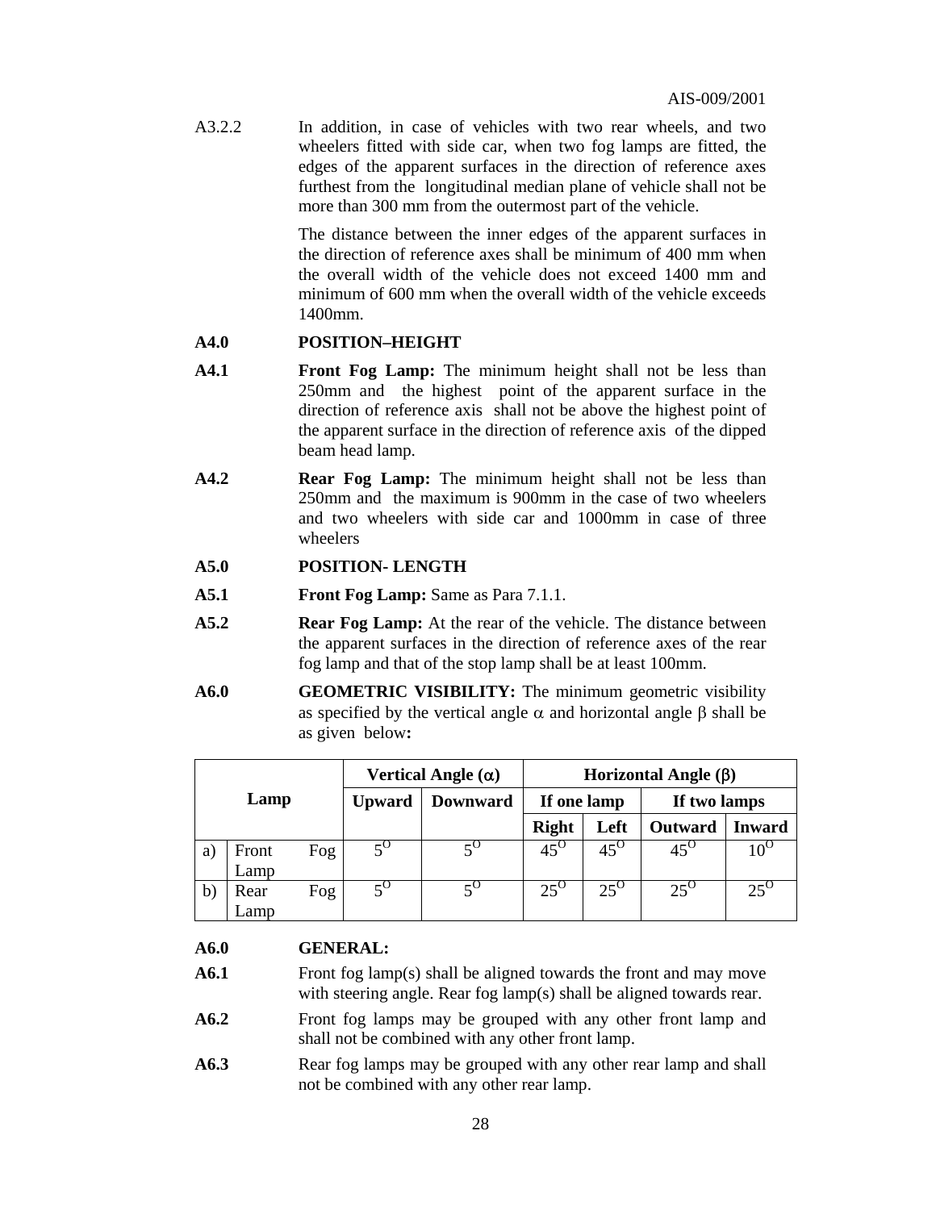A3.2.2 In addition, in case of vehicles with two rear wheels, and two wheelers fitted with side car, when two fog lamps are fitted, the edges of the apparent surfaces in the direction of reference axes furthest from the longitudinal median plane of vehicle shall not be more than 300 mm from the outermost part of the vehicle.

The distance between the inner edges of the apparent surfaces in the direction of reference axes shall be minimum of 400 mm when the overall width of the vehicle does not exceed 1400 mm and minimum of 600 mm when the overall width of the vehicle exceeds 1400mm.

**A4.0 POSITION–HEIGHT**

**A4.1 Front Fog Lamp:** The minimum height shall not be less than 250mm and the highest point of the apparent surface in the direction of reference axis shall not be above the highest point of the apparent surface in the direction of reference axis of the dipped beam head lamp.

**A4.2 Rear Fog Lamp:** The minimum height shall not be less than 250mm and the maximum is 900mm in the case of two wheelers and two wheelers with side car and 1000mm in case of three wheelers

**A5.0 POSITION- LENGTH**

**A5.1 Front Fog Lamp:** Same as Para 7.1.1.

**A5.2 Rear Fog Lamp:** At the rear of the vehicle. The distance between the apparent surfaces in the direction of reference axes of the rear fog lamp and that of the stop lamp shall be at least 100mm.

**A6.0 GEOMETRIC VISIBILITY:** The minimum geometric visibility as specified by the vertical angle $\alpha$ and horizontal angle $\beta$ shall be as given below**:**

| | Lamp | Vertical Angle ($\alpha$) | | Horizontal Angle ($\beta$) | | | |
|---|---|---|---|---|---|---|---|
| | | Upward | Downward | If one lamp | | If two lamps | |
| | | | | Right | Left | Outward | Inward |
| a) | Front Fog Lamp | $5^{O}$ | $5^{O}$ | $45^{O}$ | $45^{O}$ | $45^{O}$ | $10^{O}$ |
| b) | Rear Fog Lamp | $5^{O}$ | $5^{O}$ | $25^{O}$ | $25^{O}$ | $25^{O}$ | $25^{O}$ |

**A6.0 GENERAL:**

**A6.1** Front fog lamp(s) shall be aligned towards the front and may move with steering angle. Rear fog lamp(s) shall be aligned towards rear.

**A6.2** Front fog lamps may be grouped with any other front lamp and shall not be combined with any other front lamp.

**A6.3** Rear fog lamps may be grouped with any other rear lamp and shall not be combined with any other rear lamp.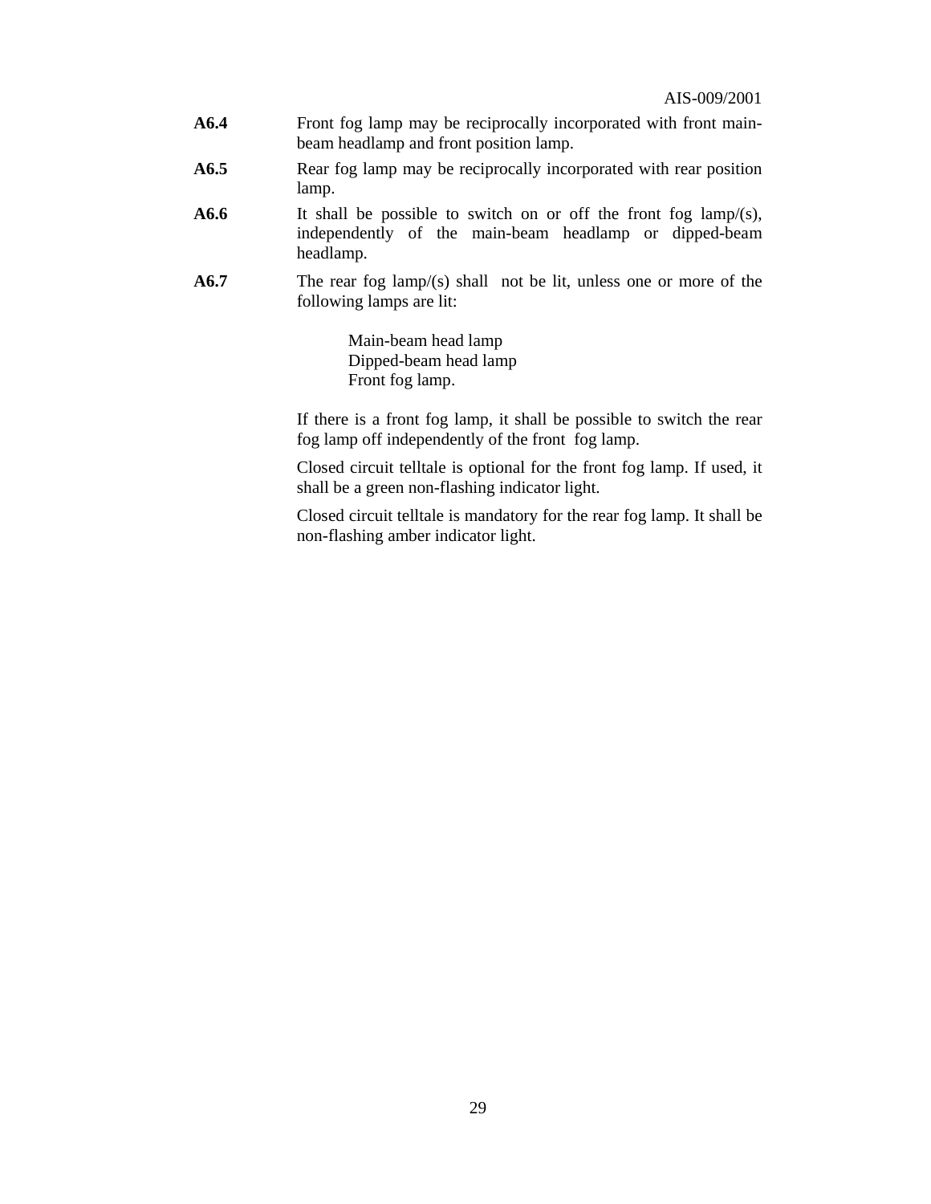**A6.4** Front fog lamp may be reciprocally incorporated with front main-beam headlamp and front position lamp.

**A6.5** Rear fog lamp may be reciprocally incorporated with rear position lamp.

**A6.6** It shall be possible to switch on or off the front fog lamp/(s), independently of the main-beam headlamp or dipped-beam headlamp.

**A6.7** The rear fog lamp/(s) shall not be lit, unless one or more of the following lamps are lit:

Main-beam head lamp
Dipped-beam head lamp
Front fog lamp.

If there is a front fog lamp, it shall be possible to switch the rear fog lamp off independently of the front fog lamp.

Closed circuit telltale is optional for the front fog lamp. If used, it shall be a green non-flashing indicator light.

Closed circuit telltale is mandatory for the rear fog lamp. It shall be non-flashing amber indicator light.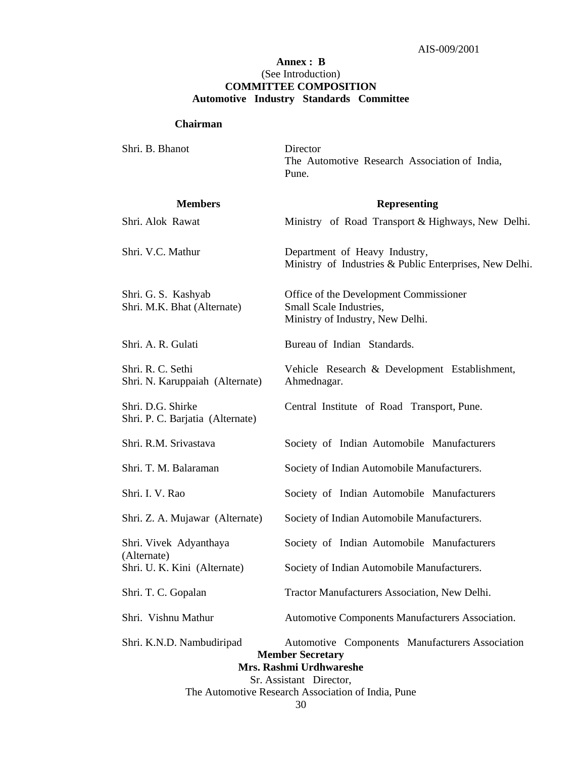**Annex : B**

(See Introduction)

**COMMITTEE COMPOSITION**

**Automotive Industry Standards Committee**

**Chairman**

| | |
|---|---|
| Shri. B. Bhanot | Director<br>The Automotive Research Association of India, Pune. |

| **Members** | **Representing** |
|---|---|
| Shri. Alok Rawat | Ministry of Road Transport & Highways, New Delhi. |
| Shri. V.C. Mathur | Department of Heavy Industry, Ministry of Industries & Public Enterprises, New Delhi. |
| Shri. G. S. Kashyab<br>Shri. M.K. Bhat (Alternate) | Office of the Development Commissioner Small Scale Industries, Ministry of Industry, New Delhi. |
| Shri. A. R. Gulati | Bureau of Indian Standards. |
| Shri. R. C. Sethi<br>Shri. N. Karuppaiah (Alternate) | Vehicle Research & Development Establishment, Ahmednagar. |
| Shri. D.G. Shirke<br>Shri. P. C. Barjatia (Alternate) | Central Institute of Road Transport, Pune. |
| Shri. R.M. Srivastava | Society of Indian Automobile Manufacturers |
| Shri. T. M. Balaraman | Society of Indian Automobile Manufacturers. |
| Shri. I. V. Rao | Society of Indian Automobile Manufacturers |
| Shri. Z. A. Mujawar (Alternate) | Society of Indian Automobile Manufacturers. |
| Shri. Vivek Adyanthaya (Alternate) | Society of Indian Automobile Manufacturers |
| Shri. U. K. Kini (Alternate) | Society of Indian Automobile Manufacturers. |
| Shri. T. C. Gopalan | Tractor Manufacturers Association, New Delhi. |
| Shri. Vishnu Mathur | Automotive Components Manufacturers Association. |
| Shri. K.N.D. Nambudiripad | Automotive Components Manufacturers Association |

**Member Secretary**

**Mrs. Rashmi Urdhwareshe**

Sr. Assistant Director,

The Automotive Research Association of India, Pune